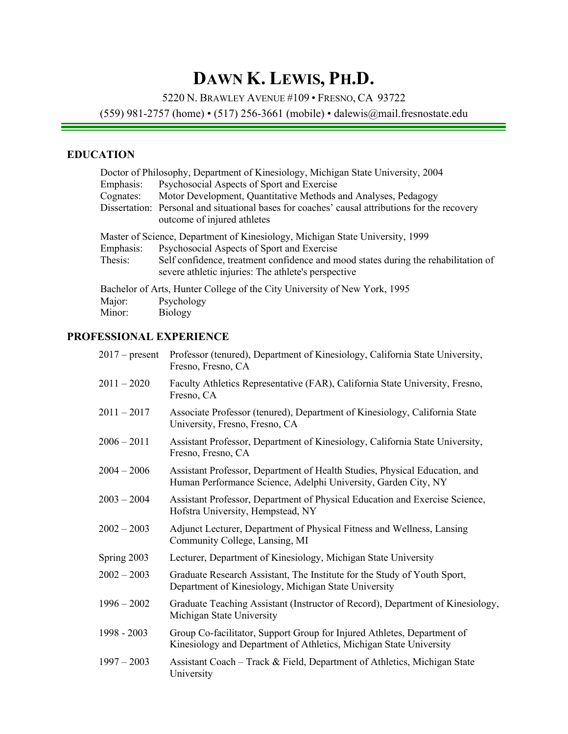# DAWN K. LEWIS, PH.D.

5220 N. BRAWLEY AVENUE #109 • FRESNO, CA 93722

(559) 981-2757 (home) • (517) 256-3661 (mobile) • dalewis@mail.fresnostate.edu

## EDUCATION

Doctor of Philosophy, Department of Kinesiology, Michigan State University, 2004
Emphasis: Psychosocial Aspects of Sport and Exercise
Cognates: Motor Development, Quantitative Methods and Analyses, Pedagogy
Dissertation: Personal and situational bases for coaches' causal attributions for the recovery outcome of injured athletes

Master of Science, Department of Kinesiology, Michigan State University, 1999
Emphasis: Psychosocial Aspects of Sport and Exercise
Thesis: Self confidence, treatment confidence and mood states during the rehabilitation of severe athletic injuries: The athlete's perspective

Bachelor of Arts, Hunter College of the City University of New York, 1995
Major: Psychology
Minor: Biology

## PROFESSIONAL EXPERIENCE

| | |
|---|---|
| 2017 – present | Professor (tenured), Department of Kinesiology, California State University, Fresno, Fresno, CA |
| 2011 – 2020 | Faculty Athletics Representative (FAR), California State University, Fresno, Fresno, CA |
| 2011 – 2017 | Associate Professor (tenured), Department of Kinesiology, California State University, Fresno, Fresno, CA |
| 2006 – 2011 | Assistant Professor, Department of Kinesiology, California State University, Fresno, Fresno, CA |
| 2004 – 2006 | Assistant Professor, Department of Health Studies, Physical Education, and Human Performance Science, Adelphi University, Garden City, NY |
| 2003 – 2004 | Assistant Professor, Department of Physical Education and Exercise Science, Hofstra University, Hempstead, NY |
| 2002 – 2003 | Adjunct Lecturer, Department of Physical Fitness and Wellness, Lansing Community College, Lansing, MI |
| Spring 2003 | Lecturer, Department of Kinesiology, Michigan State University |
| 2002 – 2003 | Graduate Research Assistant, The Institute for the Study of Youth Sport, Department of Kinesiology, Michigan State University |
| 1996 – 2002 | Graduate Teaching Assistant (Instructor of Record), Department of Kinesiology, Michigan State University |
| 1998 - 2003 | Group Co-facilitator, Support Group for Injured Athletes, Department of Kinesiology and Department of Athletics, Michigan State University |
| 1997 – 2003 | Assistant Coach – Track & Field, Department of Athletics, Michigan State University |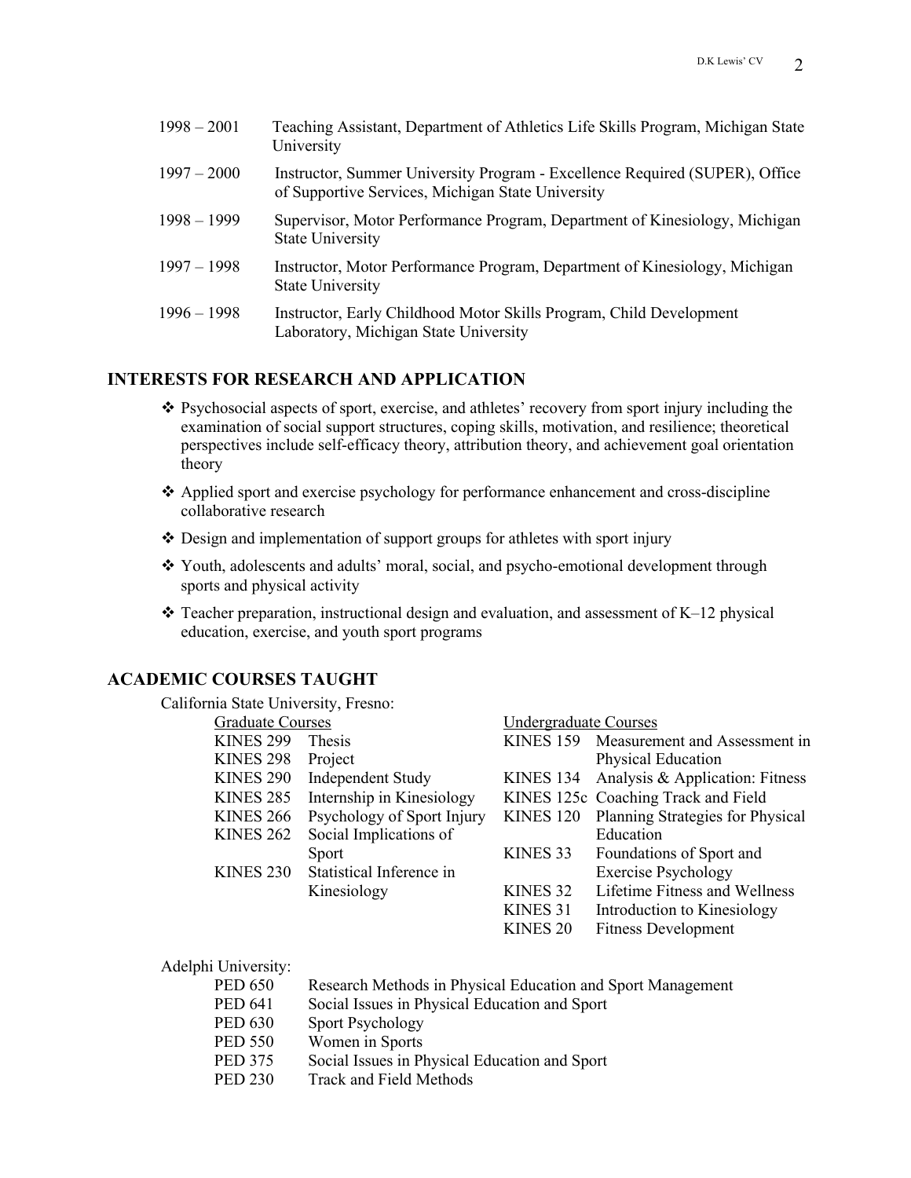1998 – 2001 Teaching Assistant, Department of Athletics Life Skills Program, Michigan State University

1997 – 2000 Instructor, Summer University Program - Excellence Required (SUPER), Office of Supportive Services, Michigan State University

1998 – 1999 Supervisor, Motor Performance Program, Department of Kinesiology, Michigan State University

1997 – 1998 Instructor, Motor Performance Program, Department of Kinesiology, Michigan State University

1996 – 1998 Instructor, Early Childhood Motor Skills Program, Child Development Laboratory, Michigan State University

## INTERESTS FOR RESEARCH AND APPLICATION

- Psychosocial aspects of sport, exercise, and athletes' recovery from sport injury including the examination of social support structures, coping skills, motivation, and resilience; theoretical perspectives include self-efficacy theory, attribution theory, and achievement goal orientation theory
- Applied sport and exercise psychology for performance enhancement and cross-discipline collaborative research
- Design and implementation of support groups for athletes with sport injury
- Youth, adolescents and adults' moral, social, and psycho-emotional development through sports and physical activity
- Teacher preparation, instructional design and evaluation, and assessment of K–12 physical education, exercise, and youth sport programs

## ACADEMIC COURSES TAUGHT

California State University, Fresno:

Graduate Courses

| | |
|---|---|
| KINES 299 | Thesis |
| KINES 298 | Project |
| KINES 290 | Independent Study |
| KINES 285 | Internship in Kinesiology |
| KINES 266 | Psychology of Sport Injury |
| KINES 262 | Social Implications of Sport |
| KINES 230 | Statistical Inference in Kinesiology |

Undergraduate Courses

| | |
|---|---|
| KINES 159 | Measurement and Assessment in Physical Education |
| KINES 134 | Analysis & Application: Fitness |
| KINES 125c | Coaching Track and Field |
| KINES 120 | Planning Strategies for Physical Education |
| KINES 33 | Foundations of Sport and Exercise Psychology |
| KINES 32 | Lifetime Fitness and Wellness |
| KINES 31 | Introduction to Kinesiology |
| KINES 20 | Fitness Development |

Adelphi University:

| | |
|---|---|
| PED 650 | Research Methods in Physical Education and Sport Management |
| PED 641 | Social Issues in Physical Education and Sport |
| PED 630 | Sport Psychology |
| PED 550 | Women in Sports |
| PED 375 | Social Issues in Physical Education and Sport |
| PED 230 | Track and Field Methods |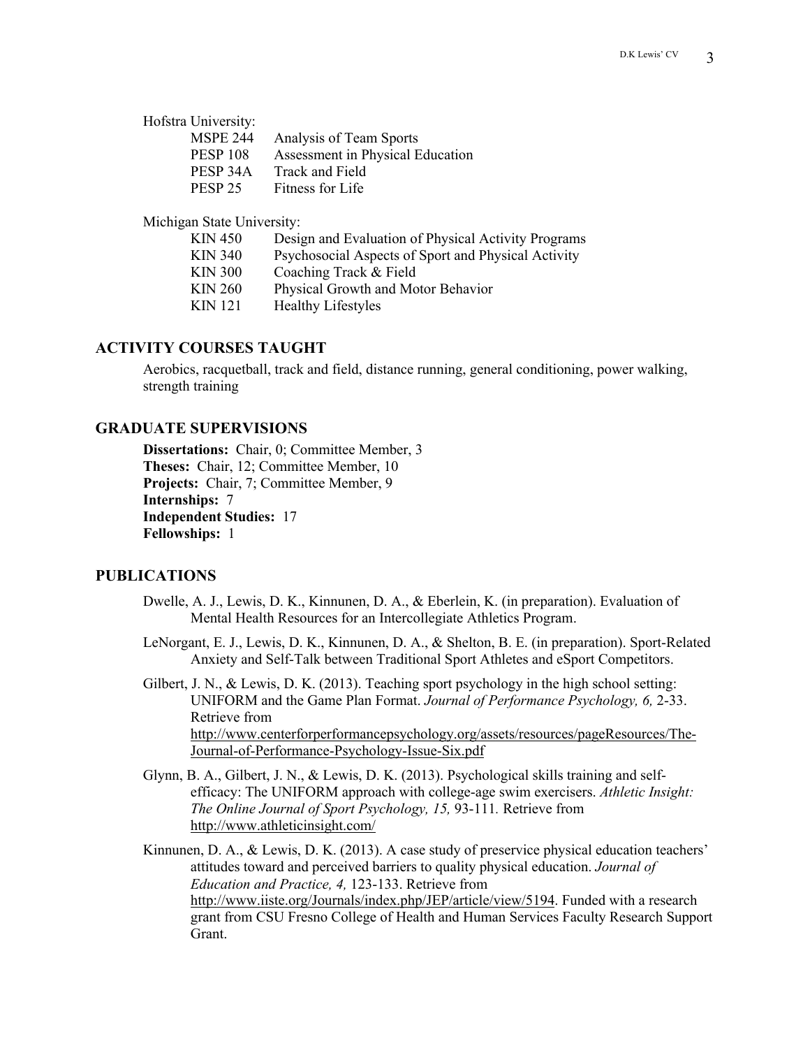Hofstra University:

| | |
|---|---|
| MSPE 244 | Analysis of Team Sports |
| PESP 108 | Assessment in Physical Education |
| PESP 34A | Track and Field |
| PESP 25 | Fitness for Life |

Michigan State University:

| | |
|---|---|
| KIN 450 | Design and Evaluation of Physical Activity Programs |
| KIN 340 | Psychosocial Aspects of Sport and Physical Activity |
| KIN 300 | Coaching Track & Field |
| KIN 260 | Physical Growth and Motor Behavior |
| KIN 121 | Healthy Lifestyles |

## ACTIVITY COURSES TAUGHT

Aerobics, racquetball, track and field, distance running, general conditioning, power walking, strength training

## GRADUATE SUPERVISIONS

**Dissertations:** Chair, 0; Committee Member, 3
**Theses:** Chair, 12; Committee Member, 10
**Projects:** Chair, 7; Committee Member, 9
**Internships:** 7
**Independent Studies:** 17
**Fellowships:** 1

## PUBLICATIONS

Dwelle, A. J., Lewis, D. K., Kinnunen, D. A., & Eberlein, K. (in preparation). Evaluation of Mental Health Resources for an Intercollegiate Athletics Program.

LeNorgant, E. J., Lewis, D. K., Kinnunen, D. A., & Shelton, B. E. (in preparation). Sport-Related Anxiety and Self-Talk between Traditional Sport Athletes and eSport Competitors.

Gilbert, J. N., & Lewis, D. K. (2013). Teaching sport psychology in the high school setting: UNIFORM and the Game Plan Format. *Journal of Performance Psychology, 6,* 2-33. Retrieve from http://www.centerforperformancepsychology.org/assets/resources/pageResources/The-Journal-of-Performance-Psychology-Issue-Six.pdf

Glynn, B. A., Gilbert, J. N., & Lewis, D. K. (2013). Psychological skills training and self-efficacy: The UNIFORM approach with college-age swim exercisers. *Athletic Insight: The Online Journal of Sport Psychology, 15,* 93-111*.* Retrieve from http://www.athleticinsight.com/

Kinnunen, D. A., & Lewis, D. K. (2013). A case study of preservice physical education teachers' attitudes toward and perceived barriers to quality physical education. *Journal of Education and Practice, 4,* 123-133. Retrieve from http://www.iiste.org/Journals/index.php/JEP/article/view/5194. Funded with a research grant from CSU Fresno College of Health and Human Services Faculty Research Support Grant.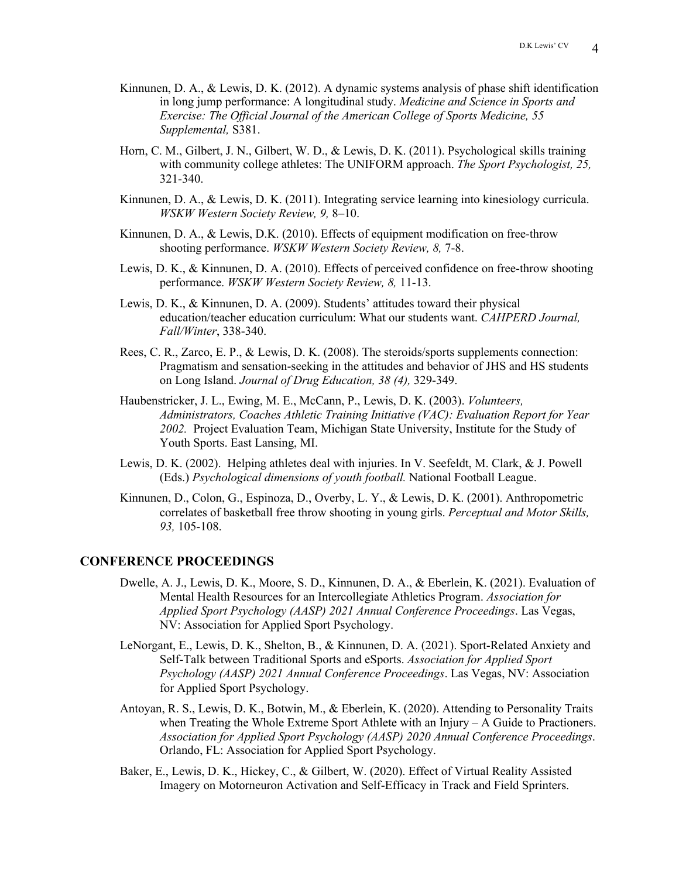Kinnunen, D. A., & Lewis, D. K. (2012). A dynamic systems analysis of phase shift identification in long jump performance: A longitudinal study. *Medicine and Science in Sports and Exercise: The Official Journal of the American College of Sports Medicine, 55 Supplemental,* S381.

Horn, C. M., Gilbert, J. N., Gilbert, W. D., & Lewis, D. K. (2011). Psychological skills training with community college athletes: The UNIFORM approach. *The Sport Psychologist, 25,* 321-340.

Kinnunen, D. A., & Lewis, D. K. (2011). Integrating service learning into kinesiology curricula. *WSKW Western Society Review, 9,* 8–10.

Kinnunen, D. A., & Lewis, D.K. (2010). Effects of equipment modification on free-throw shooting performance. *WSKW Western Society Review, 8,* 7-8.

Lewis, D. K., & Kinnunen, D. A. (2010). Effects of perceived confidence on free-throw shooting performance. *WSKW Western Society Review, 8,* 11-13.

Lewis, D. K., & Kinnunen, D. A. (2009). Students' attitudes toward their physical education/teacher education curriculum: What our students want. *CAHPERD Journal, Fall/Winter*, 338-340.

Rees, C. R., Zarco, E. P., & Lewis, D. K. (2008). The steroids/sports supplements connection: Pragmatism and sensation-seeking in the attitudes and behavior of JHS and HS students on Long Island. *Journal of Drug Education, 38 (4),* 329-349.

Haubenstricker, J. L., Ewing, M. E., McCann, P., Lewis, D. K. (2003). *Volunteers, Administrators, Coaches Athletic Training Initiative (VAC): Evaluation Report for Year 2002.* Project Evaluation Team, Michigan State University, Institute for the Study of Youth Sports. East Lansing, MI.

Lewis, D. K. (2002). Helping athletes deal with injuries. In V. Seefeldt, M. Clark, & J. Powell (Eds.) *Psychological dimensions of youth football.* National Football League.

Kinnunen, D., Colon, G., Espinoza, D., Overby, L. Y., & Lewis, D. K. (2001). Anthropometric correlates of basketball free throw shooting in young girls. *Perceptual and Motor Skills, 93,* 105-108.

## CONFERENCE PROCEEDINGS

Dwelle, A. J., Lewis, D. K., Moore, S. D., Kinnunen, D. A., & Eberlein, K. (2021). Evaluation of Mental Health Resources for an Intercollegiate Athletics Program. *Association for Applied Sport Psychology (AASP) 2021 Annual Conference Proceedings*. Las Vegas, NV: Association for Applied Sport Psychology.

LeNorgant, E., Lewis, D. K., Shelton, B., & Kinnunen, D. A. (2021). Sport-Related Anxiety and Self-Talk between Traditional Sports and eSports. *Association for Applied Sport Psychology (AASP) 2021 Annual Conference Proceedings*. Las Vegas, NV: Association for Applied Sport Psychology.

Antoyan, R. S., Lewis, D. K., Botwin, M., & Eberlein, K. (2020). Attending to Personality Traits when Treating the Whole Extreme Sport Athlete with an Injury – A Guide to Practioners. *Association for Applied Sport Psychology (AASP) 2020 Annual Conference Proceedings*. Orlando, FL: Association for Applied Sport Psychology.

Baker, E., Lewis, D. K., Hickey, C., & Gilbert, W. (2020). Effect of Virtual Reality Assisted Imagery on Motorneuron Activation and Self-Efficacy in Track and Field Sprinters.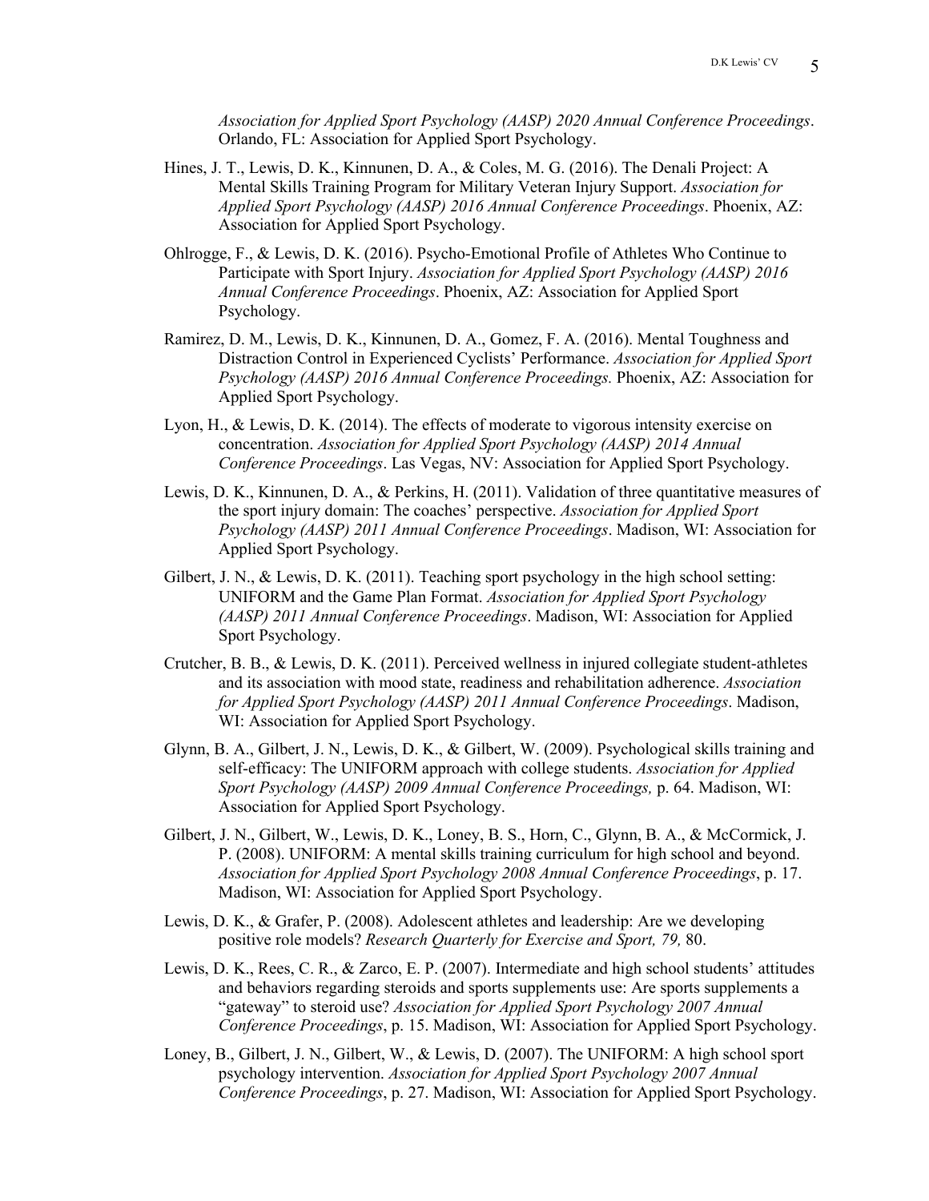*Association for Applied Sport Psychology (AASP) 2020 Annual Conference Proceedings*. Orlando, FL: Association for Applied Sport Psychology.

Hines, J. T., Lewis, D. K., Kinnunen, D. A., & Coles, M. G. (2016). The Denali Project: A Mental Skills Training Program for Military Veteran Injury Support. *Association for Applied Sport Psychology (AASP) 2016 Annual Conference Proceedings*. Phoenix, AZ: Association for Applied Sport Psychology.

Ohlrogge, F., & Lewis, D. K. (2016). Psycho-Emotional Profile of Athletes Who Continue to Participate with Sport Injury. *Association for Applied Sport Psychology (AASP) 2016 Annual Conference Proceedings*. Phoenix, AZ: Association for Applied Sport Psychology.

Ramirez, D. M., Lewis, D. K., Kinnunen, D. A., Gomez, F. A. (2016). Mental Toughness and Distraction Control in Experienced Cyclists' Performance. *Association for Applied Sport Psychology (AASP) 2016 Annual Conference Proceedings.* Phoenix, AZ: Association for Applied Sport Psychology.

Lyon, H., & Lewis, D. K. (2014). The effects of moderate to vigorous intensity exercise on concentration. *Association for Applied Sport Psychology (AASP) 2014 Annual Conference Proceedings*. Las Vegas, NV: Association for Applied Sport Psychology.

Lewis, D. K., Kinnunen, D. A., & Perkins, H. (2011). Validation of three quantitative measures of the sport injury domain: The coaches' perspective. *Association for Applied Sport Psychology (AASP) 2011 Annual Conference Proceedings*. Madison, WI: Association for Applied Sport Psychology.

Gilbert, J. N., & Lewis, D. K. (2011). Teaching sport psychology in the high school setting: UNIFORM and the Game Plan Format. *Association for Applied Sport Psychology (AASP) 2011 Annual Conference Proceedings*. Madison, WI: Association for Applied Sport Psychology.

Crutcher, B. B., & Lewis, D. K. (2011). Perceived wellness in injured collegiate student-athletes and its association with mood state, readiness and rehabilitation adherence. *Association for Applied Sport Psychology (AASP) 2011 Annual Conference Proceedings*. Madison, WI: Association for Applied Sport Psychology.

Glynn, B. A., Gilbert, J. N., Lewis, D. K., & Gilbert, W. (2009). Psychological skills training and self-efficacy: The UNIFORM approach with college students. *Association for Applied Sport Psychology (AASP) 2009 Annual Conference Proceedings,* p. 64. Madison, WI: Association for Applied Sport Psychology.

Gilbert, J. N., Gilbert, W., Lewis, D. K., Loney, B. S., Horn, C., Glynn, B. A., & McCormick, J. P. (2008). UNIFORM: A mental skills training curriculum for high school and beyond. *Association for Applied Sport Psychology 2008 Annual Conference Proceedings*, p. 17. Madison, WI: Association for Applied Sport Psychology.

Lewis, D. K., & Grafer, P. (2008). Adolescent athletes and leadership: Are we developing positive role models? *Research Quarterly for Exercise and Sport, 79,* 80.

Lewis, D. K., Rees, C. R., & Zarco, E. P. (2007). Intermediate and high school students' attitudes and behaviors regarding steroids and sports supplements use: Are sports supplements a "gateway" to steroid use? *Association for Applied Sport Psychology 2007 Annual Conference Proceedings*, p. 15. Madison, WI: Association for Applied Sport Psychology.

Loney, B., Gilbert, J. N., Gilbert, W., & Lewis, D. (2007). The UNIFORM: A high school sport psychology intervention. *Association for Applied Sport Psychology 2007 Annual Conference Proceedings*, p. 27. Madison, WI: Association for Applied Sport Psychology.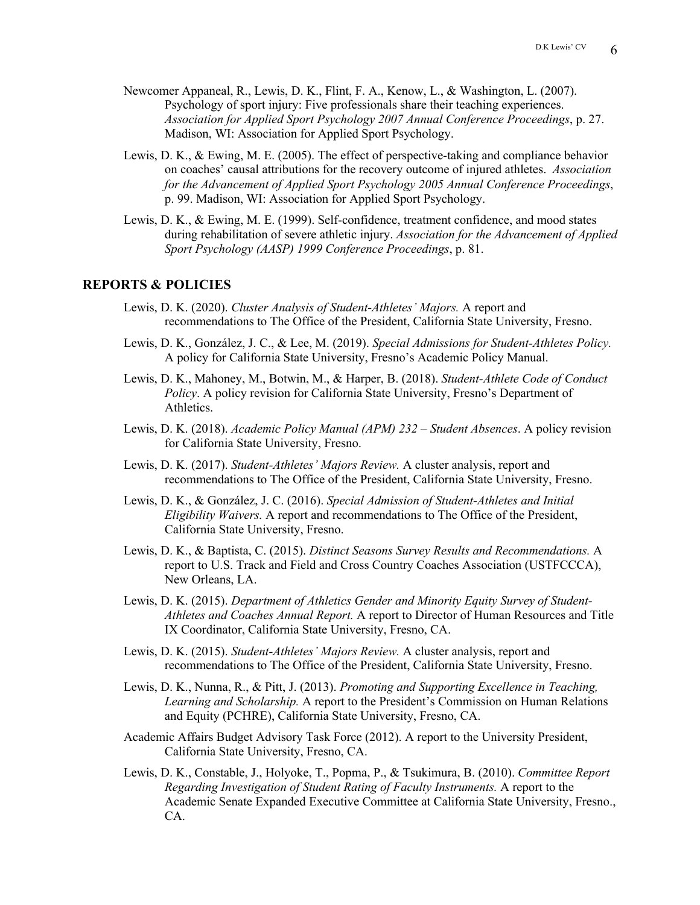Newcomer Appaneal, R., Lewis, D. K., Flint, F. A., Kenow, L., & Washington, L. (2007). Psychology of sport injury: Five professionals share their teaching experiences. *Association for Applied Sport Psychology 2007 Annual Conference Proceedings*, p. 27. Madison, WI: Association for Applied Sport Psychology.

Lewis, D. K., & Ewing, M. E. (2005). The effect of perspective-taking and compliance behavior on coaches' causal attributions for the recovery outcome of injured athletes. *Association for the Advancement of Applied Sport Psychology 2005 Annual Conference Proceedings*, p. 99. Madison, WI: Association for Applied Sport Psychology.

Lewis, D. K., & Ewing, M. E. (1999). Self-confidence, treatment confidence, and mood states during rehabilitation of severe athletic injury. *Association for the Advancement of Applied Sport Psychology (AASP) 1999 Conference Proceedings*, p. 81.

## REPORTS & POLICIES

Lewis, D. K. (2020). *Cluster Analysis of Student-Athletes' Majors.* A report and recommendations to The Office of the President, California State University, Fresno.

Lewis, D. K., González, J. C., & Lee, M. (2019). *Special Admissions for Student-Athletes Policy.* A policy for California State University, Fresno's Academic Policy Manual.

Lewis, D. K., Mahoney, M., Botwin, M., & Harper, B. (2018). *Student-Athlete Code of Conduct Policy*. A policy revision for California State University, Fresno's Department of Athletics.

Lewis, D. K. (2018). *Academic Policy Manual (APM) 232 – Student Absences*. A policy revision for California State University, Fresno.

Lewis, D. K. (2017). *Student-Athletes' Majors Review.* A cluster analysis, report and recommendations to The Office of the President, California State University, Fresno.

Lewis, D. K., & González, J. C. (2016). *Special Admission of Student-Athletes and Initial Eligibility Waivers.* A report and recommendations to The Office of the President, California State University, Fresno.

Lewis, D. K., & Baptista, C. (2015). *Distinct Seasons Survey Results and Recommendations.* A report to U.S. Track and Field and Cross Country Coaches Association (USTFCCCA), New Orleans, LA.

Lewis, D. K. (2015). *Department of Athletics Gender and Minority Equity Survey of Student-Athletes and Coaches Annual Report.* A report to Director of Human Resources and Title IX Coordinator, California State University, Fresno, CA.

Lewis, D. K. (2015). *Student-Athletes' Majors Review.* A cluster analysis, report and recommendations to The Office of the President, California State University, Fresno.

Lewis, D. K., Nunna, R., & Pitt, J. (2013). *Promoting and Supporting Excellence in Teaching, Learning and Scholarship.* A report to the President's Commission on Human Relations and Equity (PCHRE), California State University, Fresno, CA.

Academic Affairs Budget Advisory Task Force (2012). A report to the University President, California State University, Fresno, CA.

Lewis, D. K., Constable, J., Holyoke, T., Popma, P., & Tsukimura, B. (2010). *Committee Report Regarding Investigation of Student Rating of Faculty Instruments.* A report to the Academic Senate Expanded Executive Committee at California State University, Fresno., CA.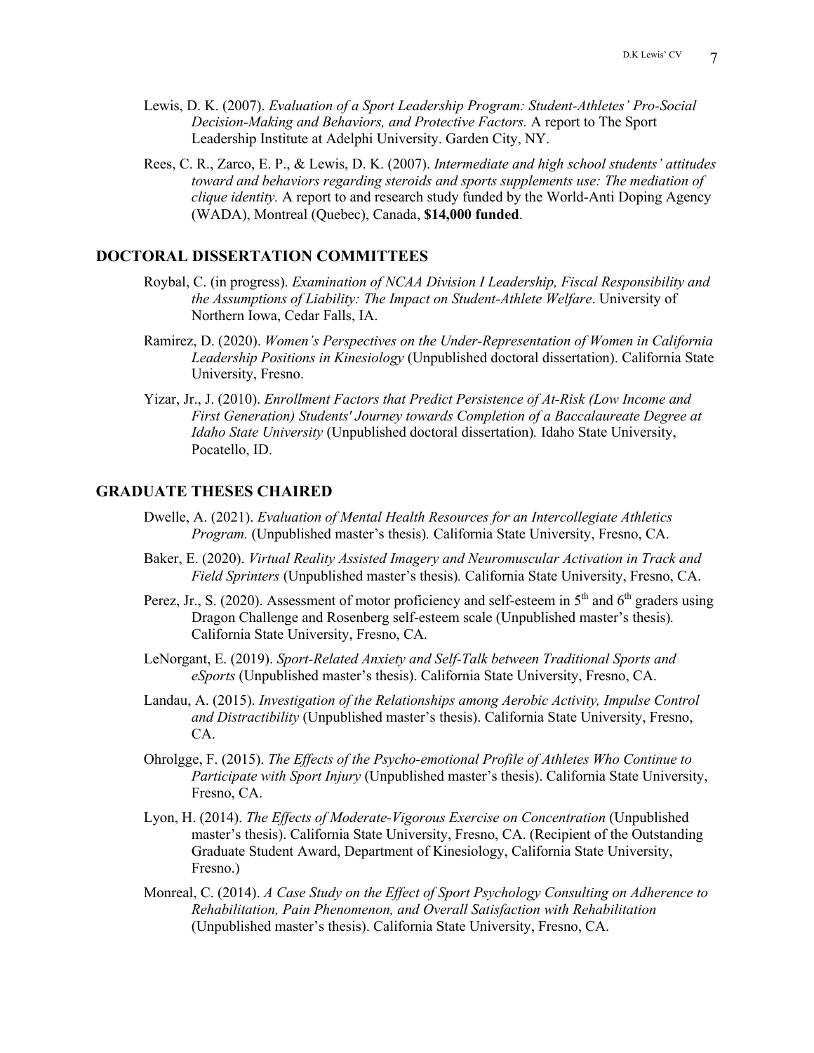Lewis, D. K. (2007). *Evaluation of a Sport Leadership Program: Student-Athletes' Pro-Social Decision-Making and Behaviors, and Protective Factors.* A report to The Sport Leadership Institute at Adelphi University. Garden City, NY.

Rees, C. R., Zarco, E. P., & Lewis, D. K. (2007). *Intermediate and high school students' attitudes toward and behaviors regarding steroids and sports supplements use: The mediation of clique identity.* A report to and research study funded by the World-Anti Doping Agency (WADA), Montreal (Quebec), Canada, **$14,000 funded**.

## DOCTORAL DISSERTATION COMMITTEES

Roybal, C. (in progress). *Examination of NCAA Division I Leadership, Fiscal Responsibility and the Assumptions of Liability: The Impact on Student-Athlete Welfare*. University of Northern Iowa, Cedar Falls, IA.

Ramirez, D. (2020). *Women's Perspectives on the Under-Representation of Women in California Leadership Positions in Kinesiology* (Unpublished doctoral dissertation). California State University, Fresno.

Yizar, Jr., J. (2010). *Enrollment Factors that Predict Persistence of At-Risk (Low Income and First Generation) Students' Journey towards Completion of a Baccalaureate Degree at Idaho State University* (Unpublished doctoral dissertation)*.* Idaho State University, Pocatello, ID.

## GRADUATE THESES CHAIRED

Dwelle, A. (2021). *Evaluation of Mental Health Resources for an Intercollegiate Athletics Program.* (Unpublished master's thesis)*.* California State University, Fresno, CA.

Baker, E. (2020). *Virtual Reality Assisted Imagery and Neuromuscular Activation in Track and Field Sprinters* (Unpublished master's thesis)*.* California State University, Fresno, CA.

Perez, Jr., S. (2020). Assessment of motor proficiency and self-esteem in 5th and 6th graders using Dragon Challenge and Rosenberg self-esteem scale (Unpublished master's thesis)*.* California State University, Fresno, CA.

LeNorgant, E. (2019). *Sport-Related Anxiety and Self-Talk between Traditional Sports and eSports* (Unpublished master's thesis). California State University, Fresno, CA.

Landau, A. (2015). *Investigation of the Relationships among Aerobic Activity, Impulse Control and Distractibility* (Unpublished master's thesis). California State University, Fresno, CA.

Ohrolgge, F. (2015). *The Effects of the Psycho-emotional Profile of Athletes Who Continue to Participate with Sport Injury* (Unpublished master's thesis). California State University, Fresno, CA.

Lyon, H. (2014). *The Effects of Moderate-Vigorous Exercise on Concentration* (Unpublished master's thesis). California State University, Fresno, CA. (Recipient of the Outstanding Graduate Student Award, Department of Kinesiology, California State University, Fresno.)

Monreal, C. (2014). *A Case Study on the Effect of Sport Psychology Consulting on Adherence to Rehabilitation, Pain Phenomenon, and Overall Satisfaction with Rehabilitation* (Unpublished master's thesis). California State University, Fresno, CA.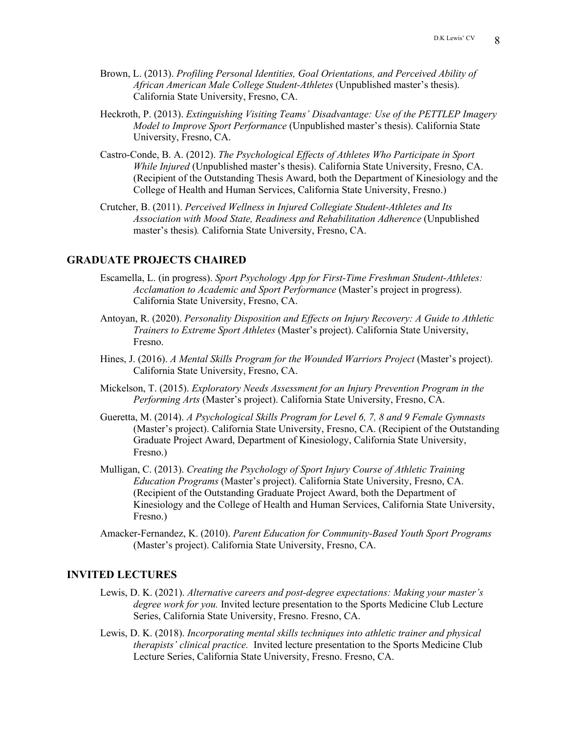Brown, L. (2013). *Profiling Personal Identities, Goal Orientations, and Perceived Ability of African American Male College Student-Athletes* (Unpublished master's thesis). California State University, Fresno, CA.

Heckroth, P. (2013). *Extinguishing Visiting Teams' Disadvantage: Use of the PETTLEP Imagery Model to Improve Sport Performance* (Unpublished master's thesis). California State University, Fresno, CA.

Castro-Conde, B. A. (2012). *The Psychological Effects of Athletes Who Participate in Sport While Injured* (Unpublished master's thesis). California State University, Fresno, CA. (Recipient of the Outstanding Thesis Award, both the Department of Kinesiology and the College of Health and Human Services, California State University, Fresno.)

Crutcher, B. (2011). *Perceived Wellness in Injured Collegiate Student-Athletes and Its Association with Mood State, Readiness and Rehabilitation Adherence* (Unpublished master's thesis). California State University, Fresno, CA.

## GRADUATE PROJECTS CHAIRED

Escamella, L. (in progress). *Sport Psychology App for First-Time Freshman Student-Athletes: Acclamation to Academic and Sport Performance* (Master's project in progress). California State University, Fresno, CA.

Antoyan, R. (2020). *Personality Disposition and Effects on Injury Recovery: A Guide to Athletic Trainers to Extreme Sport Athletes* (Master's project). California State University, Fresno.

Hines, J. (2016). *A Mental Skills Program for the Wounded Warriors Project* (Master's project). California State University, Fresno, CA.

Mickelson, T. (2015). *Exploratory Needs Assessment for an Injury Prevention Program in the Performing Arts* (Master's project). California State University, Fresno, CA.

Gueretta, M. (2014). *A Psychological Skills Program for Level 6, 7, 8 and 9 Female Gymnasts* (Master's project). California State University, Fresno, CA. (Recipient of the Outstanding Graduate Project Award, Department of Kinesiology, California State University, Fresno.)

Mulligan, C. (2013). *Creating the Psychology of Sport Injury Course of Athletic Training Education Programs* (Master's project). California State University, Fresno, CA. (Recipient of the Outstanding Graduate Project Award, both the Department of Kinesiology and the College of Health and Human Services, California State University, Fresno.)

Amacker-Fernandez, K. (2010). *Parent Education for Community-Based Youth Sport Programs* (Master's project). California State University, Fresno, CA.

## INVITED LECTURES

Lewis, D. K. (2021). *Alternative careers and post-degree expectations: Making your master's degree work for you.* Invited lecture presentation to the Sports Medicine Club Lecture Series, California State University, Fresno. Fresno, CA.

Lewis, D. K. (2018). *Incorporating mental skills techniques into athletic trainer and physical therapists' clinical practice.* Invited lecture presentation to the Sports Medicine Club Lecture Series, California State University, Fresno. Fresno, CA.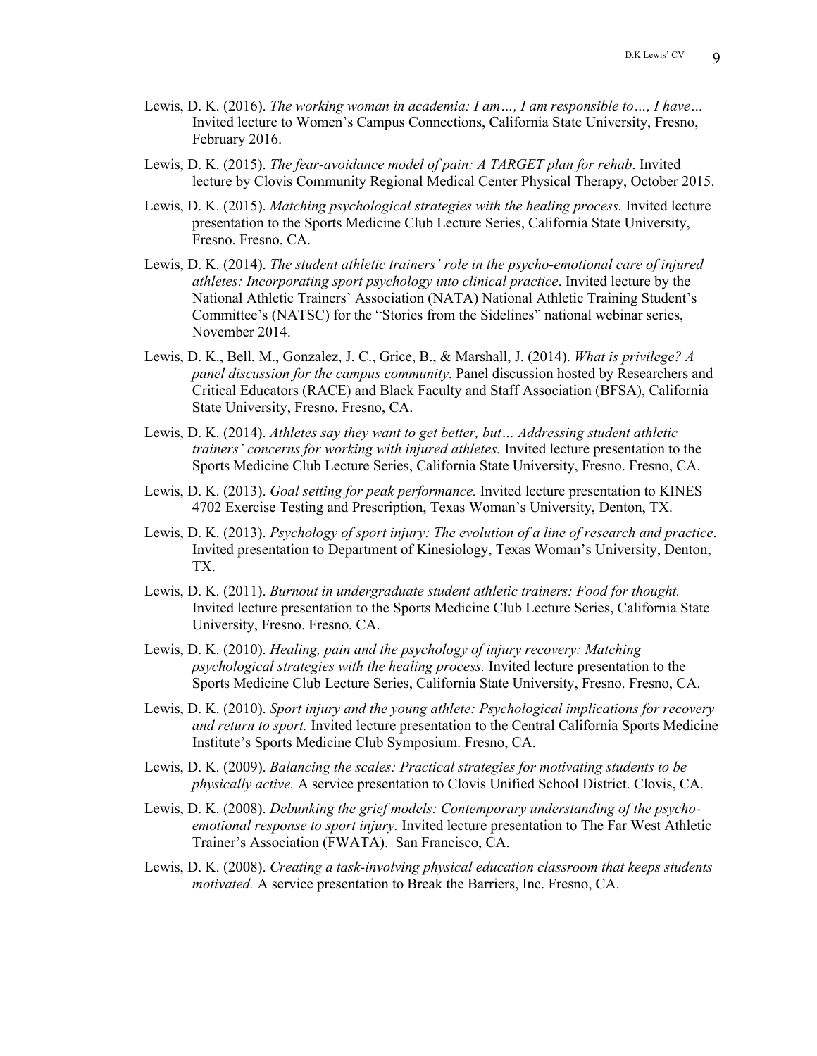Lewis, D. K. (2016). *The working woman in academia: I am…, I am responsible to…, I have…* Invited lecture to Women's Campus Connections, California State University, Fresno, February 2016.

Lewis, D. K. (2015). *The fear-avoidance model of pain: A TARGET plan for rehab*. Invited lecture by Clovis Community Regional Medical Center Physical Therapy, October 2015.

Lewis, D. K. (2015). *Matching psychological strategies with the healing process.* Invited lecture presentation to the Sports Medicine Club Lecture Series, California State University, Fresno. Fresno, CA.

Lewis, D. K. (2014). *The student athletic trainers' role in the psycho-emotional care of injured athletes: Incorporating sport psychology into clinical practice*. Invited lecture by the National Athletic Trainers' Association (NATA) National Athletic Training Student's Committee's (NATSC) for the "Stories from the Sidelines" national webinar series, November 2014.

Lewis, D. K., Bell, M., Gonzalez, J. C., Grice, B., & Marshall, J. (2014). *What is privilege? A panel discussion for the campus community*. Panel discussion hosted by Researchers and Critical Educators (RACE) and Black Faculty and Staff Association (BFSA), California State University, Fresno. Fresno, CA.

Lewis, D. K. (2014). *Athletes say they want to get better, but… Addressing student athletic trainers' concerns for working with injured athletes.* Invited lecture presentation to the Sports Medicine Club Lecture Series, California State University, Fresno. Fresno, CA.

Lewis, D. K. (2013). *Goal setting for peak performance.* Invited lecture presentation to KINES 4702 Exercise Testing and Prescription, Texas Woman's University, Denton, TX.

Lewis, D. K. (2013). *Psychology of sport injury: The evolution of a line of research and practice*. Invited presentation to Department of Kinesiology, Texas Woman's University, Denton, TX.

Lewis, D. K. (2011). *Burnout in undergraduate student athletic trainers: Food for thought.* Invited lecture presentation to the Sports Medicine Club Lecture Series, California State University, Fresno. Fresno, CA.

Lewis, D. K. (2010). *Healing, pain and the psychology of injury recovery: Matching psychological strategies with the healing process.* Invited lecture presentation to the Sports Medicine Club Lecture Series, California State University, Fresno. Fresno, CA.

Lewis, D. K. (2010). *Sport injury and the young athlete: Psychological implications for recovery and return to sport.* Invited lecture presentation to the Central California Sports Medicine Institute's Sports Medicine Club Symposium. Fresno, CA.

Lewis, D. K. (2009). *Balancing the scales: Practical strategies for motivating students to be physically active.* A service presentation to Clovis Unified School District. Clovis, CA.

Lewis, D. K. (2008). *Debunking the grief models: Contemporary understanding of the psycho-emotional response to sport injury.* Invited lecture presentation to The Far West Athletic Trainer's Association (FWATA). San Francisco, CA.

Lewis, D. K. (2008). *Creating a task-involving physical education classroom that keeps students motivated.* A service presentation to Break the Barriers, Inc. Fresno, CA.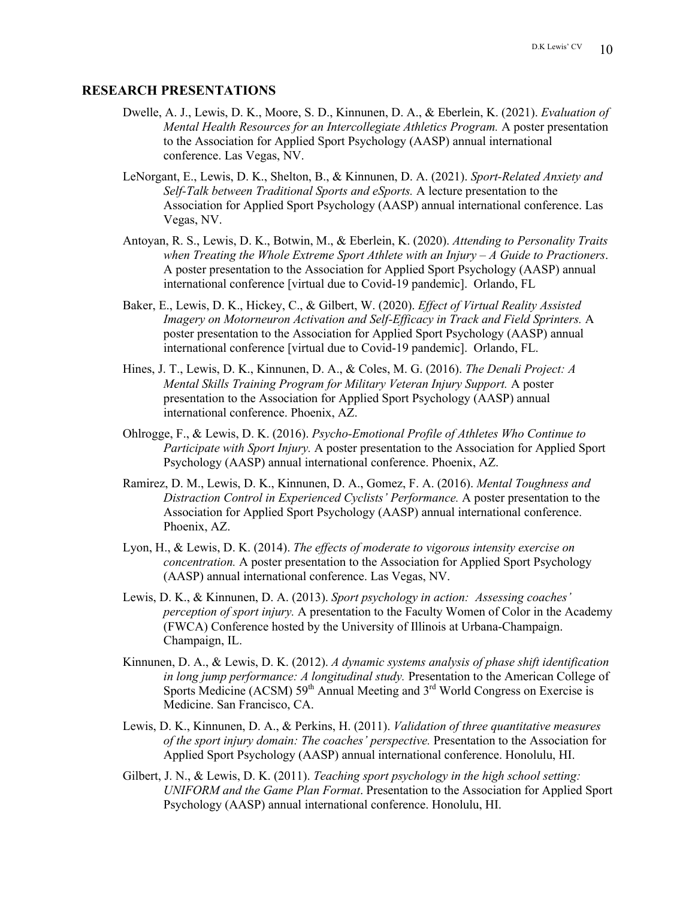## RESEARCH PRESENTATIONS

Dwelle, A. J., Lewis, D. K., Moore, S. D., Kinnunen, D. A., & Eberlein, K. (2021). *Evaluation of Mental Health Resources for an Intercollegiate Athletics Program.* A poster presentation to the Association for Applied Sport Psychology (AASP) annual international conference. Las Vegas, NV.

LeNorgant, E., Lewis, D. K., Shelton, B., & Kinnunen, D. A. (2021). *Sport-Related Anxiety and Self-Talk between Traditional Sports and eSports.* A lecture presentation to the Association for Applied Sport Psychology (AASP) annual international conference. Las Vegas, NV.

Antoyan, R. S., Lewis, D. K., Botwin, M., & Eberlein, K. (2020). *Attending to Personality Traits when Treating the Whole Extreme Sport Athlete with an Injury – A Guide to Practioners*. A poster presentation to the Association for Applied Sport Psychology (AASP) annual international conference [virtual due to Covid-19 pandemic]. Orlando, FL

Baker, E., Lewis, D. K., Hickey, C., & Gilbert, W. (2020). *Effect of Virtual Reality Assisted Imagery on Motorneuron Activation and Self-Efficacy in Track and Field Sprinters.* A poster presentation to the Association for Applied Sport Psychology (AASP) annual international conference [virtual due to Covid-19 pandemic]. Orlando, FL.

Hines, J. T., Lewis, D. K., Kinnunen, D. A., & Coles, M. G. (2016). *The Denali Project: A Mental Skills Training Program for Military Veteran Injury Support.* A poster presentation to the Association for Applied Sport Psychology (AASP) annual international conference. Phoenix, AZ.

Ohlrogge, F., & Lewis, D. K. (2016). *Psycho-Emotional Profile of Athletes Who Continue to Participate with Sport Injury.* A poster presentation to the Association for Applied Sport Psychology (AASP) annual international conference. Phoenix, AZ.

Ramirez, D. M., Lewis, D. K., Kinnunen, D. A., Gomez, F. A. (2016). *Mental Toughness and Distraction Control in Experienced Cyclists' Performance.* A poster presentation to the Association for Applied Sport Psychology (AASP) annual international conference. Phoenix, AZ.

Lyon, H., & Lewis, D. K. (2014). *The effects of moderate to vigorous intensity exercise on concentration.* A poster presentation to the Association for Applied Sport Psychology (AASP) annual international conference. Las Vegas, NV.

Lewis, D. K., & Kinnunen, D. A. (2013). *Sport psychology in action: Assessing coaches' perception of sport injury.* A presentation to the Faculty Women of Color in the Academy (FWCA) Conference hosted by the University of Illinois at Urbana-Champaign. Champaign, IL.

Kinnunen, D. A., & Lewis, D. K. (2012). *A dynamic systems analysis of phase shift identification in long jump performance: A longitudinal study.* Presentation to the American College of Sports Medicine (ACSM) 59th Annual Meeting and 3rd World Congress on Exercise is Medicine. San Francisco, CA.

Lewis, D. K., Kinnunen, D. A., & Perkins, H. (2011). *Validation of three quantitative measures of the sport injury domain: The coaches' perspective.* Presentation to the Association for Applied Sport Psychology (AASP) annual international conference. Honolulu, HI.

Gilbert, J. N., & Lewis, D. K. (2011). *Teaching sport psychology in the high school setting: UNIFORM and the Game Plan Format*. Presentation to the Association for Applied Sport Psychology (AASP) annual international conference. Honolulu, HI.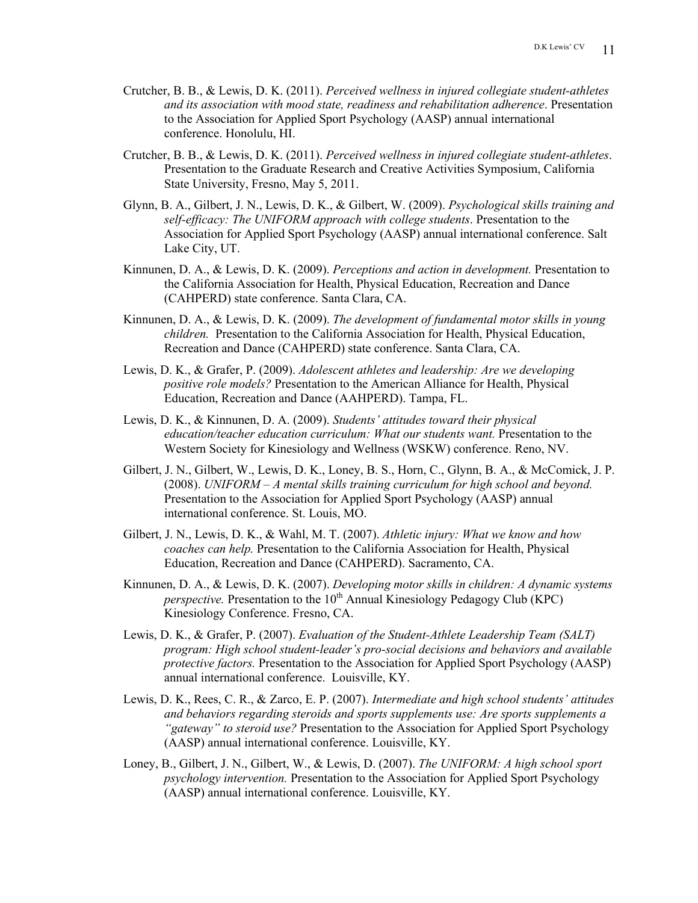Crutcher, B. B., & Lewis, D. K. (2011). *Perceived wellness in injured collegiate student-athletes and its association with mood state, readiness and rehabilitation adherence*. Presentation to the Association for Applied Sport Psychology (AASP) annual international conference. Honolulu, HI.

Crutcher, B. B., & Lewis, D. K. (2011). *Perceived wellness in injured collegiate student-athletes*. Presentation to the Graduate Research and Creative Activities Symposium, California State University, Fresno, May 5, 2011.

Glynn, B. A., Gilbert, J. N., Lewis, D. K., & Gilbert, W. (2009). *Psychological skills training and self-efficacy: The UNIFORM approach with college students*. Presentation to the Association for Applied Sport Psychology (AASP) annual international conference. Salt Lake City, UT.

Kinnunen, D. A., & Lewis, D. K. (2009). *Perceptions and action in development.* Presentation to the California Association for Health, Physical Education, Recreation and Dance (CAHPERD) state conference. Santa Clara, CA.

Kinnunen, D. A., & Lewis, D. K. (2009). *The development of fundamental motor skills in young children.* Presentation to the California Association for Health, Physical Education, Recreation and Dance (CAHPERD) state conference. Santa Clara, CA.

Lewis, D. K., & Grafer, P. (2009). *Adolescent athletes and leadership: Are we developing positive role models?* Presentation to the American Alliance for Health, Physical Education, Recreation and Dance (AAHPERD). Tampa, FL.

Lewis, D. K., & Kinnunen, D. A. (2009). *Students' attitudes toward their physical education/teacher education curriculum: What our students want.* Presentation to the Western Society for Kinesiology and Wellness (WSKW) conference. Reno, NV.

Gilbert, J. N., Gilbert, W., Lewis, D. K., Loney, B. S., Horn, C., Glynn, B. A., & McComick, J. P. (2008). *UNIFORM – A mental skills training curriculum for high school and beyond.* Presentation to the Association for Applied Sport Psychology (AASP) annual international conference. St. Louis, MO.

Gilbert, J. N., Lewis, D. K., & Wahl, M. T. (2007). *Athletic injury: What we know and how coaches can help.* Presentation to the California Association for Health, Physical Education, Recreation and Dance (CAHPERD). Sacramento, CA.

Kinnunen, D. A., & Lewis, D. K. (2007). *Developing motor skills in children: A dynamic systems perspective.* Presentation to the 10th Annual Kinesiology Pedagogy Club (KPC) Kinesiology Conference. Fresno, CA.

Lewis, D. K., & Grafer, P. (2007). *Evaluation of the Student-Athlete Leadership Team (SALT) program: High school student-leader's pro-social decisions and behaviors and available protective factors.* Presentation to the Association for Applied Sport Psychology (AASP) annual international conference. Louisville, KY.

Lewis, D. K., Rees, C. R., & Zarco, E. P. (2007). *Intermediate and high school students' attitudes and behaviors regarding steroids and sports supplements use: Are sports supplements a "gateway" to steroid use?* Presentation to the Association for Applied Sport Psychology (AASP) annual international conference. Louisville, KY.

Loney, B., Gilbert, J. N., Gilbert, W., & Lewis, D. (2007). *The UNIFORM: A high school sport psychology intervention.* Presentation to the Association for Applied Sport Psychology (AASP) annual international conference. Louisville, KY.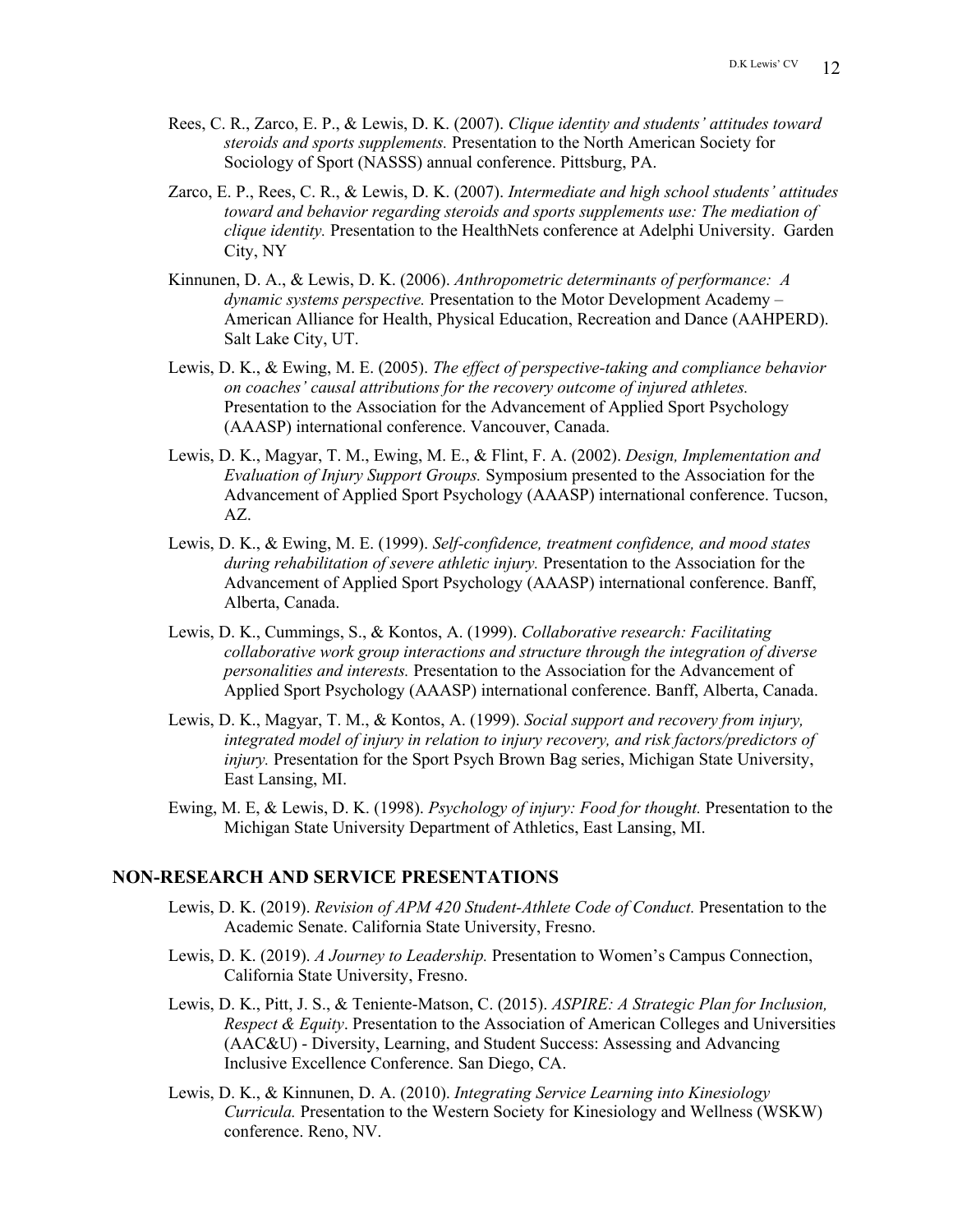Rees, C. R., Zarco, E. P., & Lewis, D. K. (2007). *Clique identity and students' attitudes toward steroids and sports supplements.* Presentation to the North American Society for Sociology of Sport (NASSS) annual conference. Pittsburg, PA.

Zarco, E. P., Rees, C. R., & Lewis, D. K. (2007). *Intermediate and high school students' attitudes toward and behavior regarding steroids and sports supplements use: The mediation of clique identity.* Presentation to the HealthNets conference at Adelphi University. Garden City, NY

Kinnunen, D. A., & Lewis, D. K. (2006). *Anthropometric determinants of performance: A dynamic systems perspective.* Presentation to the Motor Development Academy – American Alliance for Health, Physical Education, Recreation and Dance (AAHPERD). Salt Lake City, UT.

Lewis, D. K., & Ewing, M. E. (2005). *The effect of perspective-taking and compliance behavior on coaches' causal attributions for the recovery outcome of injured athletes.* Presentation to the Association for the Advancement of Applied Sport Psychology (AAASP) international conference. Vancouver, Canada.

Lewis, D. K., Magyar, T. M., Ewing, M. E., & Flint, F. A. (2002). *Design, Implementation and Evaluation of Injury Support Groups.* Symposium presented to the Association for the Advancement of Applied Sport Psychology (AAASP) international conference. Tucson, AZ.

Lewis, D. K., & Ewing, M. E. (1999). *Self-confidence, treatment confidence, and mood states during rehabilitation of severe athletic injury.* Presentation to the Association for the Advancement of Applied Sport Psychology (AAASP) international conference. Banff, Alberta, Canada.

Lewis, D. K., Cummings, S., & Kontos, A. (1999). *Collaborative research: Facilitating collaborative work group interactions and structure through the integration of diverse personalities and interests.* Presentation to the Association for the Advancement of Applied Sport Psychology (AAASP) international conference. Banff, Alberta, Canada.

Lewis, D. K., Magyar, T. M., & Kontos, A. (1999). *Social support and recovery from injury, integrated model of injury in relation to injury recovery, and risk factors/predictors of injury.* Presentation for the Sport Psych Brown Bag series, Michigan State University, East Lansing, MI.

Ewing, M. E, & Lewis, D. K. (1998). *Psychology of injury: Food for thought.* Presentation to the Michigan State University Department of Athletics, East Lansing, MI.

## NON-RESEARCH AND SERVICE PRESENTATIONS

Lewis, D. K. (2019). *Revision of APM 420 Student-Athlete Code of Conduct.* Presentation to the Academic Senate. California State University, Fresno.

Lewis, D. K. (2019). *A Journey to Leadership.* Presentation to Women's Campus Connection, California State University, Fresno.

Lewis, D. K., Pitt, J. S., & Teniente-Matson, C. (2015). *ASPIRE: A Strategic Plan for Inclusion, Respect & Equity*. Presentation to the Association of American Colleges and Universities (AAC&U) - Diversity, Learning, and Student Success: Assessing and Advancing Inclusive Excellence Conference. San Diego, CA.

Lewis, D. K., & Kinnunen, D. A. (2010). *Integrating Service Learning into Kinesiology Curricula.* Presentation to the Western Society for Kinesiology and Wellness (WSKW) conference. Reno, NV.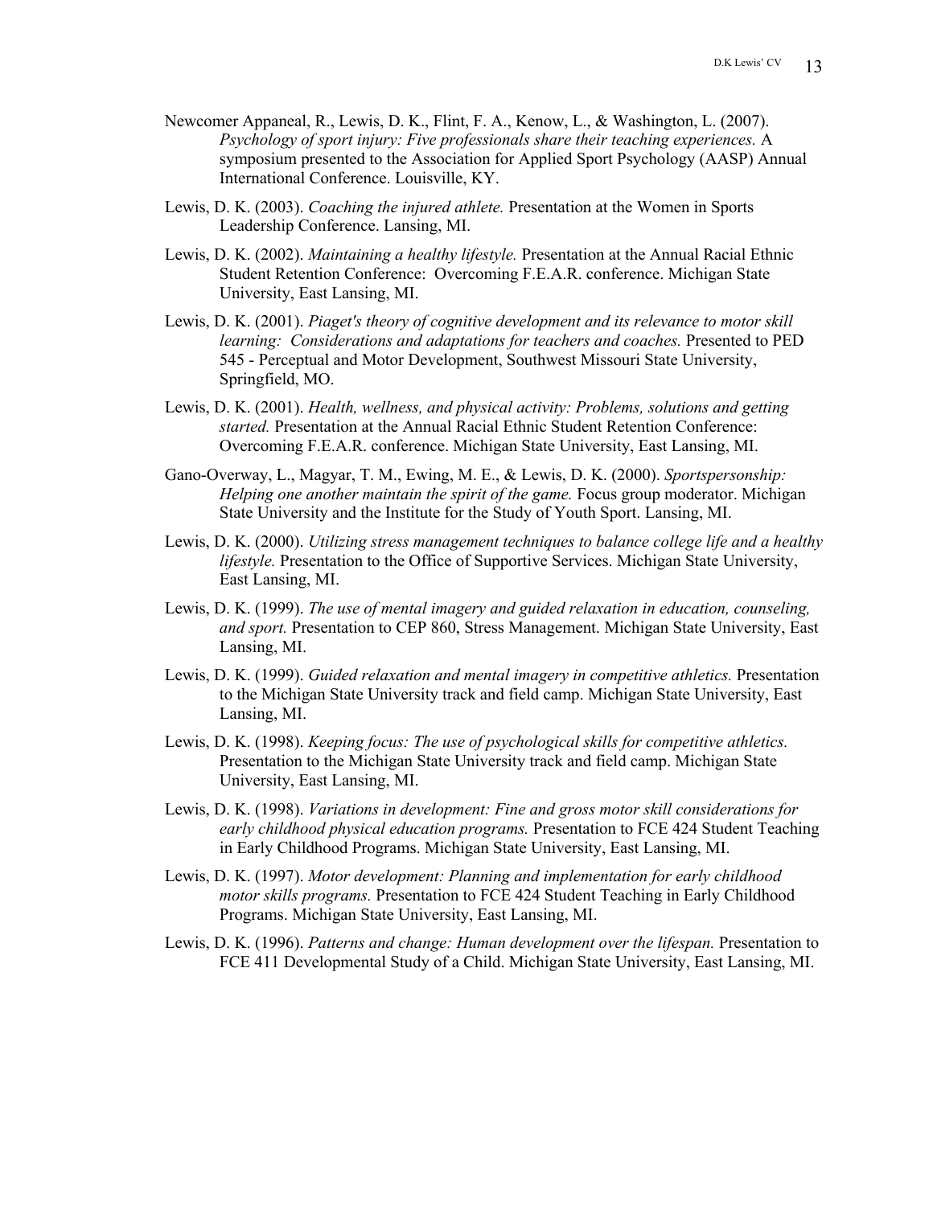Newcomer Appaneal, R., Lewis, D. K., Flint, F. A., Kenow, L., & Washington, L. (2007). *Psychology of sport injury: Five professionals share their teaching experiences.* A symposium presented to the Association for Applied Sport Psychology (AASP) Annual International Conference. Louisville, KY.

Lewis, D. K. (2003). *Coaching the injured athlete.* Presentation at the Women in Sports Leadership Conference. Lansing, MI.

Lewis, D. K. (2002). *Maintaining a healthy lifestyle.* Presentation at the Annual Racial Ethnic Student Retention Conference: Overcoming F.E.A.R. conference. Michigan State University, East Lansing, MI.

Lewis, D. K. (2001). *Piaget's theory of cognitive development and its relevance to motor skill learning: Considerations and adaptations for teachers and coaches.* Presented to PED 545 - Perceptual and Motor Development, Southwest Missouri State University, Springfield, MO.

Lewis, D. K. (2001). *Health, wellness, and physical activity: Problems, solutions and getting started.* Presentation at the Annual Racial Ethnic Student Retention Conference: Overcoming F.E.A.R. conference. Michigan State University, East Lansing, MI.

Gano-Overway, L., Magyar, T. M., Ewing, M. E., & Lewis, D. K. (2000). *Sportspersonship: Helping one another maintain the spirit of the game.* Focus group moderator. Michigan State University and the Institute for the Study of Youth Sport. Lansing, MI.

Lewis, D. K. (2000). *Utilizing stress management techniques to balance college life and a healthy lifestyle.* Presentation to the Office of Supportive Services. Michigan State University, East Lansing, MI.

Lewis, D. K. (1999). *The use of mental imagery and guided relaxation in education, counseling, and sport.* Presentation to CEP 860, Stress Management. Michigan State University, East Lansing, MI.

Lewis, D. K. (1999). *Guided relaxation and mental imagery in competitive athletics.* Presentation to the Michigan State University track and field camp. Michigan State University, East Lansing, MI.

Lewis, D. K. (1998). *Keeping focus: The use of psychological skills for competitive athletics.* Presentation to the Michigan State University track and field camp. Michigan State University, East Lansing, MI.

Lewis, D. K. (1998). *Variations in development: Fine and gross motor skill considerations for early childhood physical education programs.* Presentation to FCE 424 Student Teaching in Early Childhood Programs. Michigan State University, East Lansing, MI.

Lewis, D. K. (1997). *Motor development: Planning and implementation for early childhood motor skills programs.* Presentation to FCE 424 Student Teaching in Early Childhood Programs. Michigan State University, East Lansing, MI.

Lewis, D. K. (1996). *Patterns and change: Human development over the lifespan.* Presentation to FCE 411 Developmental Study of a Child. Michigan State University, East Lansing, MI.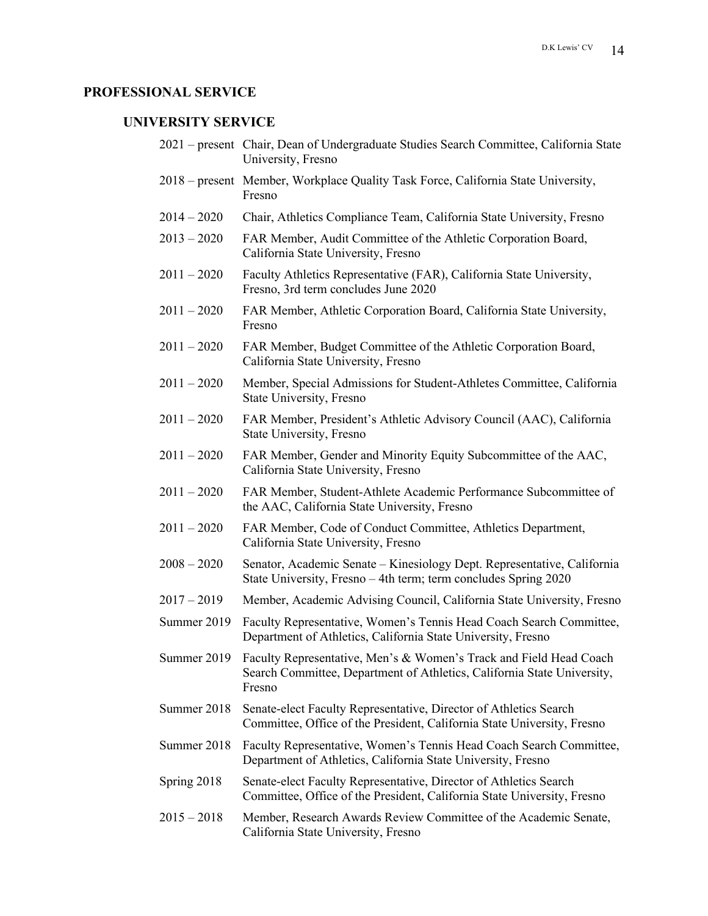## PROFESSIONAL SERVICE

### UNIVERSITY SERVICE

- 2021 – present Chair, Dean of Undergraduate Studies Search Committee, California State University, Fresno
- 2018 – present Member, Workplace Quality Task Force, California State University, Fresno
- 2014 – 2020 Chair, Athletics Compliance Team, California State University, Fresno
- 2013 – 2020 FAR Member, Audit Committee of the Athletic Corporation Board, California State University, Fresno
- 2011 – 2020 Faculty Athletics Representative (FAR), California State University, Fresno, 3rd term concludes June 2020
- 2011 – 2020 FAR Member, Athletic Corporation Board, California State University, Fresno
- 2011 – 2020 FAR Member, Budget Committee of the Athletic Corporation Board, California State University, Fresno
- 2011 – 2020 Member, Special Admissions for Student-Athletes Committee, California State University, Fresno
- 2011 – 2020 FAR Member, President's Athletic Advisory Council (AAC), California State University, Fresno
- 2011 – 2020 FAR Member, Gender and Minority Equity Subcommittee of the AAC, California State University, Fresno
- 2011 – 2020 FAR Member, Student-Athlete Academic Performance Subcommittee of the AAC, California State University, Fresno
- 2011 – 2020 FAR Member, Code of Conduct Committee, Athletics Department, California State University, Fresno
- 2008 – 2020 Senator, Academic Senate – Kinesiology Dept. Representative, California State University, Fresno – 4th term; term concludes Spring 2020
- 2017 – 2019 Member, Academic Advising Council, California State University, Fresno
- Summer 2019 Faculty Representative, Women's Tennis Head Coach Search Committee, Department of Athletics, California State University, Fresno
- Summer 2019 Faculty Representative, Men's & Women's Track and Field Head Coach Search Committee, Department of Athletics, California State University, Fresno
- Summer 2018 Senate-elect Faculty Representative, Director of Athletics Search Committee, Office of the President, California State University, Fresno
- Summer 2018 Faculty Representative, Women's Tennis Head Coach Search Committee, Department of Athletics, California State University, Fresno
- Spring 2018 Senate-elect Faculty Representative, Director of Athletics Search Committee, Office of the President, California State University, Fresno
- 2015 – 2018 Member, Research Awards Review Committee of the Academic Senate, California State University, Fresno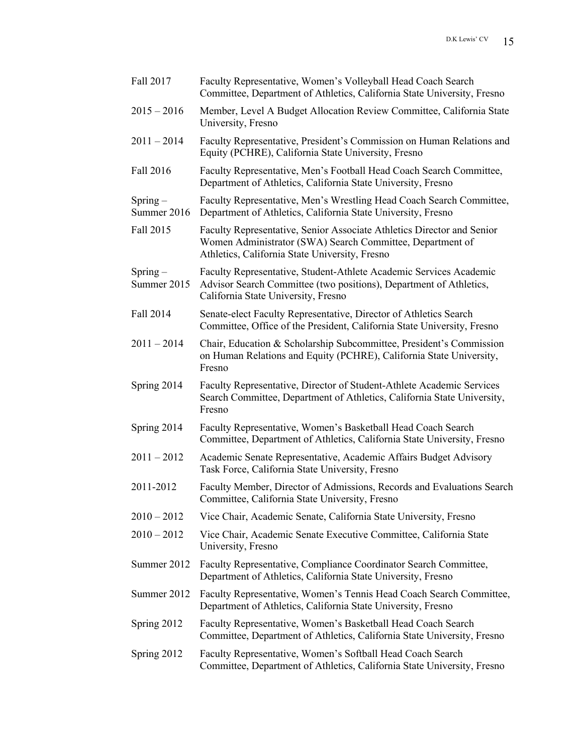| | |
|---|---|
| Fall 2017 | Faculty Representative, Women's Volleyball Head Coach Search Committee, Department of Athletics, California State University, Fresno |
| 2015 – 2016 | Member, Level A Budget Allocation Review Committee, California State University, Fresno |
| 2011 – 2014 | Faculty Representative, President's Commission on Human Relations and Equity (PCHRE), California State University, Fresno |
| Fall 2016 | Faculty Representative, Men's Football Head Coach Search Committee, Department of Athletics, California State University, Fresno |
| Spring – Summer 2016 | Faculty Representative, Men's Wrestling Head Coach Search Committee, Department of Athletics, California State University, Fresno |
| Fall 2015 | Faculty Representative, Senior Associate Athletics Director and Senior Women Administrator (SWA) Search Committee, Department of Athletics, California State University, Fresno |
| Spring – Summer 2015 | Faculty Representative, Student-Athlete Academic Services Academic Advisor Search Committee (two positions), Department of Athletics, California State University, Fresno |
| Fall 2014 | Senate-elect Faculty Representative, Director of Athletics Search Committee, Office of the President, California State University, Fresno |
| 2011 – 2014 | Chair, Education & Scholarship Subcommittee, President's Commission on Human Relations and Equity (PCHRE), California State University, Fresno |
| Spring 2014 | Faculty Representative, Director of Student-Athlete Academic Services Search Committee, Department of Athletics, California State University, Fresno |
| Spring 2014 | Faculty Representative, Women's Basketball Head Coach Search Committee, Department of Athletics, California State University, Fresno |
| 2011 – 2012 | Academic Senate Representative, Academic Affairs Budget Advisory Task Force, California State University, Fresno |
| 2011-2012 | Faculty Member, Director of Admissions, Records and Evaluations Search Committee, California State University, Fresno |
| 2010 – 2012 | Vice Chair, Academic Senate, California State University, Fresno |
| 2010 – 2012 | Vice Chair, Academic Senate Executive Committee, California State University, Fresno |
| Summer 2012 | Faculty Representative, Compliance Coordinator Search Committee, Department of Athletics, California State University, Fresno |
| Summer 2012 | Faculty Representative, Women's Tennis Head Coach Search Committee, Department of Athletics, California State University, Fresno |
| Spring 2012 | Faculty Representative, Women's Basketball Head Coach Search Committee, Department of Athletics, California State University, Fresno |
| Spring 2012 | Faculty Representative, Women's Softball Head Coach Search Committee, Department of Athletics, California State University, Fresno |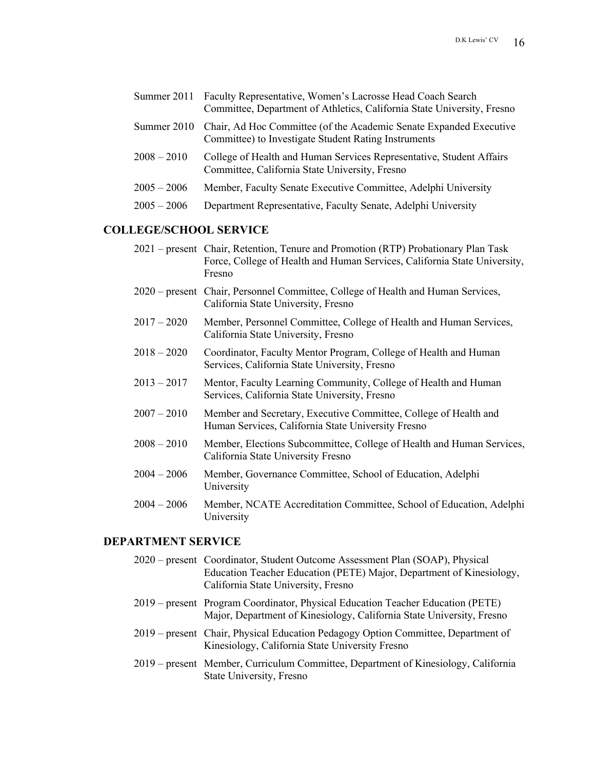Summer 2011 Faculty Representative, Women's Lacrosse Head Coach Search Committee, Department of Athletics, California State University, Fresno

Summer 2010 Chair, Ad Hoc Committee (of the Academic Senate Expanded Executive Committee) to Investigate Student Rating Instruments

2008 – 2010 College of Health and Human Services Representative, Student Affairs Committee, California State University, Fresno

2005 – 2006 Member, Faculty Senate Executive Committee, Adelphi University

2005 – 2006 Department Representative, Faculty Senate, Adelphi University

## COLLEGE/SCHOOL SERVICE

2021 – present Chair, Retention, Tenure and Promotion (RTP) Probationary Plan Task Force, College of Health and Human Services, California State University, Fresno

2020 – present Chair, Personnel Committee, College of Health and Human Services, California State University, Fresno

2017 – 2020 Member, Personnel Committee, College of Health and Human Services, California State University, Fresno

2018 – 2020 Coordinator, Faculty Mentor Program, College of Health and Human Services, California State University, Fresno

2013 – 2017 Mentor, Faculty Learning Community, College of Health and Human Services, California State University, Fresno

2007 – 2010 Member and Secretary, Executive Committee, College of Health and Human Services, California State University Fresno

2008 – 2010 Member, Elections Subcommittee, College of Health and Human Services, California State University Fresno

2004 – 2006 Member, Governance Committee, School of Education, Adelphi University

2004 – 2006 Member, NCATE Accreditation Committee, School of Education, Adelphi University

## DEPARTMENT SERVICE

2020 – present Coordinator, Student Outcome Assessment Plan (SOAP), Physical Education Teacher Education (PETE) Major, Department of Kinesiology, California State University, Fresno

2019 – present Program Coordinator, Physical Education Teacher Education (PETE) Major, Department of Kinesiology, California State University, Fresno

2019 – present Chair, Physical Education Pedagogy Option Committee, Department of Kinesiology, California State University Fresno

2019 – present Member, Curriculum Committee, Department of Kinesiology, California State University, Fresno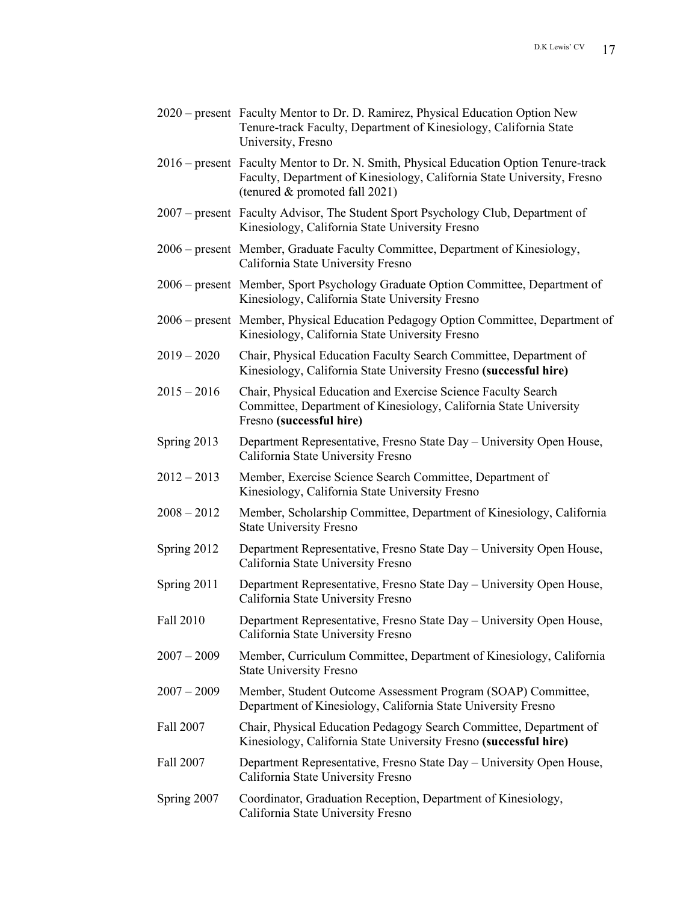2020 – present Faculty Mentor to Dr. D. Ramirez, Physical Education Option New Tenure-track Faculty, Department of Kinesiology, California State University, Fresno

2016 – present Faculty Mentor to Dr. N. Smith, Physical Education Option Tenure-track Faculty, Department of Kinesiology, California State University, Fresno (tenured & promoted fall 2021)

2007 – present Faculty Advisor, The Student Sport Psychology Club, Department of Kinesiology, California State University Fresno

2006 – present Member, Graduate Faculty Committee, Department of Kinesiology, California State University Fresno

2006 – present Member, Sport Psychology Graduate Option Committee, Department of Kinesiology, California State University Fresno

2006 – present Member, Physical Education Pedagogy Option Committee, Department of Kinesiology, California State University Fresno

2019 – 2020 Chair, Physical Education Faculty Search Committee, Department of Kinesiology, California State University Fresno **(successful hire)**

2015 – 2016 Chair, Physical Education and Exercise Science Faculty Search Committee, Department of Kinesiology, California State University Fresno **(successful hire)**

Spring 2013 Department Representative, Fresno State Day – University Open House, California State University Fresno

2012 – 2013 Member, Exercise Science Search Committee, Department of Kinesiology, California State University Fresno

2008 – 2012 Member, Scholarship Committee, Department of Kinesiology, California State University Fresno

Spring 2012 Department Representative, Fresno State Day – University Open House, California State University Fresno

Spring 2011 Department Representative, Fresno State Day – University Open House, California State University Fresno

Fall 2010 Department Representative, Fresno State Day – University Open House, California State University Fresno

2007 – 2009 Member, Curriculum Committee, Department of Kinesiology, California State University Fresno

2007 – 2009 Member, Student Outcome Assessment Program (SOAP) Committee, Department of Kinesiology, California State University Fresno

Fall 2007 Chair, Physical Education Pedagogy Search Committee, Department of Kinesiology, California State University Fresno **(successful hire)**

Fall 2007 Department Representative, Fresno State Day – University Open House, California State University Fresno

Spring 2007 Coordinator, Graduation Reception, Department of Kinesiology, California State University Fresno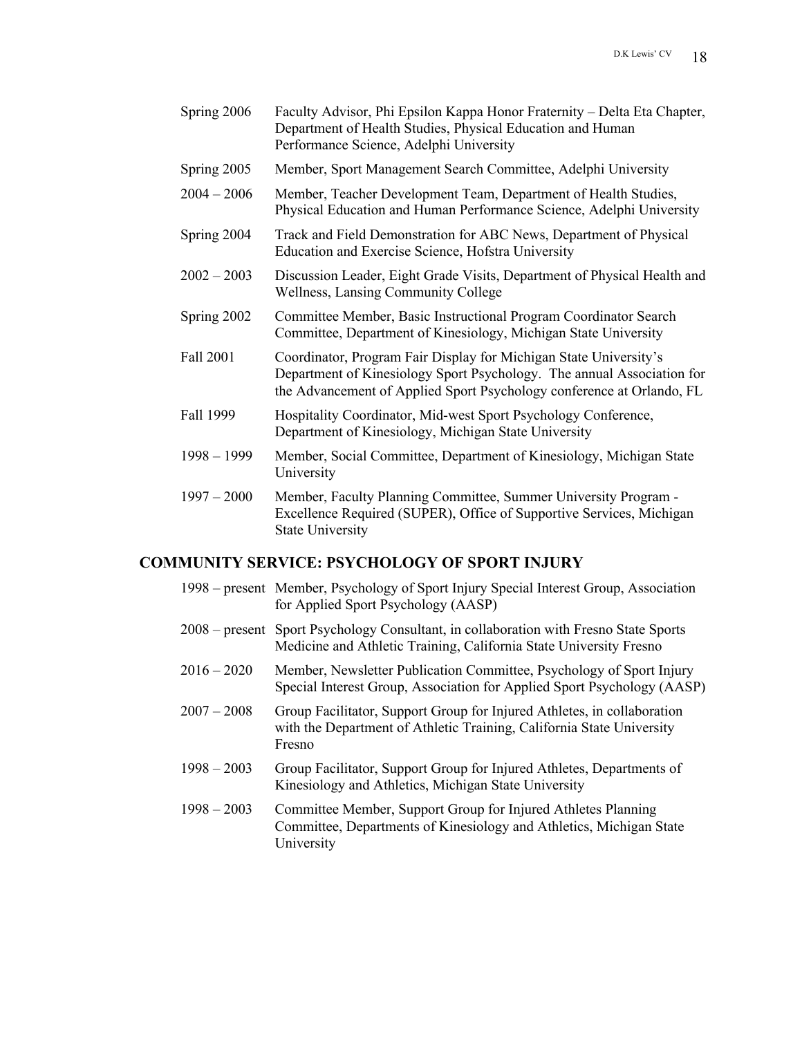| | |
|---|---|
| Spring 2006 | Faculty Advisor, Phi Epsilon Kappa Honor Fraternity – Delta Eta Chapter, Department of Health Studies, Physical Education and Human Performance Science, Adelphi University |
| Spring 2005 | Member, Sport Management Search Committee, Adelphi University |
| 2004 – 2006 | Member, Teacher Development Team, Department of Health Studies, Physical Education and Human Performance Science, Adelphi University |
| Spring 2004 | Track and Field Demonstration for ABC News, Department of Physical Education and Exercise Science, Hofstra University |
| 2002 – 2003 | Discussion Leader, Eight Grade Visits, Department of Physical Health and Wellness, Lansing Community College |
| Spring 2002 | Committee Member, Basic Instructional Program Coordinator Search Committee, Department of Kinesiology, Michigan State University |
| Fall 2001 | Coordinator, Program Fair Display for Michigan State University's Department of Kinesiology Sport Psychology. The annual Association for the Advancement of Applied Sport Psychology conference at Orlando, FL |
| Fall 1999 | Hospitality Coordinator, Mid-west Sport Psychology Conference, Department of Kinesiology, Michigan State University |
| 1998 – 1999 | Member, Social Committee, Department of Kinesiology, Michigan State University |
| 1997 – 2000 | Member, Faculty Planning Committee, Summer University Program - Excellence Required (SUPER), Office of Supportive Services, Michigan State University |

## COMMUNITY SERVICE: PSYCHOLOGY OF SPORT INJURY

| | |
|---|---|
| 1998 – present | Member, Psychology of Sport Injury Special Interest Group, Association for Applied Sport Psychology (AASP) |
| 2008 – present | Sport Psychology Consultant, in collaboration with Fresno State Sports Medicine and Athletic Training, California State University Fresno |
| 2016 – 2020 | Member, Newsletter Publication Committee, Psychology of Sport Injury Special Interest Group, Association for Applied Sport Psychology (AASP) |
| 2007 – 2008 | Group Facilitator, Support Group for Injured Athletes, in collaboration with the Department of Athletic Training, California State University Fresno |
| 1998 – 2003 | Group Facilitator, Support Group for Injured Athletes, Departments of Kinesiology and Athletics, Michigan State University |
| 1998 – 2003 | Committee Member, Support Group for Injured Athletes Planning Committee, Departments of Kinesiology and Athletics, Michigan State University |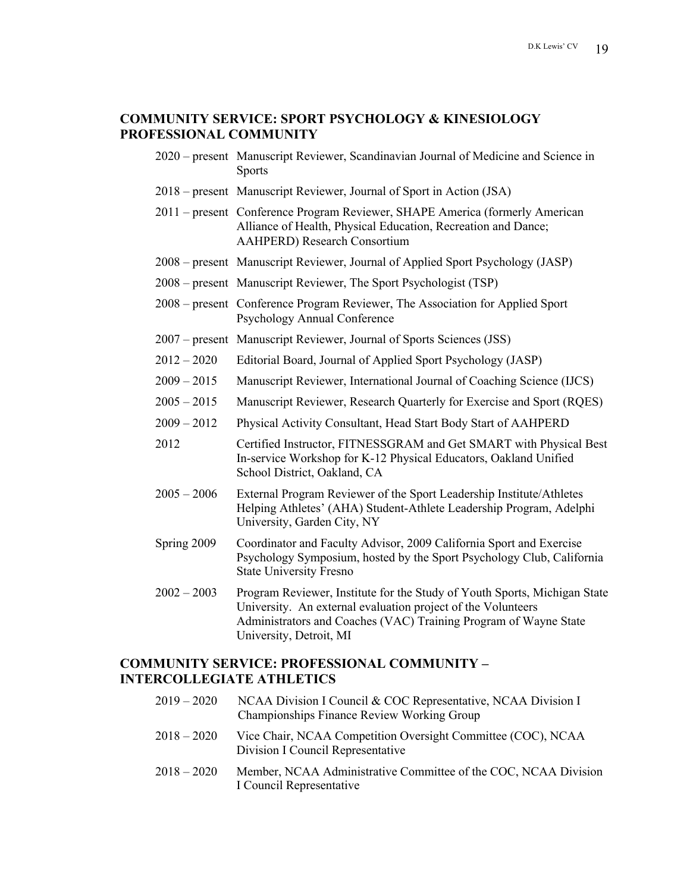## COMMUNITY SERVICE: SPORT PSYCHOLOGY & KINESIOLOGY PROFESSIONAL COMMUNITY

| | |
|---|---|
| 2020 – present | Manuscript Reviewer, Scandinavian Journal of Medicine and Science in Sports |
| 2018 – present | Manuscript Reviewer, Journal of Sport in Action (JSA) |
| 2011 – present | Conference Program Reviewer, SHAPE America (formerly American Alliance of Health, Physical Education, Recreation and Dance; AAHPERD) Research Consortium |
| 2008 – present | Manuscript Reviewer, Journal of Applied Sport Psychology (JASP) |
| 2008 – present | Manuscript Reviewer, The Sport Psychologist (TSP) |
| 2008 – present | Conference Program Reviewer, The Association for Applied Sport Psychology Annual Conference |
| 2007 – present | Manuscript Reviewer, Journal of Sports Sciences (JSS) |
| 2012 – 2020 | Editorial Board, Journal of Applied Sport Psychology (JASP) |
| 2009 – 2015 | Manuscript Reviewer, International Journal of Coaching Science (IJCS) |
| 2005 – 2015 | Manuscript Reviewer, Research Quarterly for Exercise and Sport (RQES) |
| 2009 – 2012 | Physical Activity Consultant, Head Start Body Start of AAHPERD |
| 2012 | Certified Instructor, FITNESSGRAM and Get SMART with Physical Best In-service Workshop for K-12 Physical Educators, Oakland Unified School District, Oakland, CA |
| 2005 – 2006 | External Program Reviewer of the Sport Leadership Institute/Athletes Helping Athletes' (AHA) Student-Athlete Leadership Program, Adelphi University, Garden City, NY |
| Spring 2009 | Coordinator and Faculty Advisor, 2009 California Sport and Exercise Psychology Symposium, hosted by the Sport Psychology Club, California State University Fresno |
| 2002 – 2003 | Program Reviewer, Institute for the Study of Youth Sports, Michigan State University. An external evaluation project of the Volunteers Administrators and Coaches (VAC) Training Program of Wayne State University, Detroit, MI |

## COMMUNITY SERVICE: PROFESSIONAL COMMUNITY – INTERCOLLEGIATE ATHLETICS

| | |
|---|---|
| 2019 – 2020 | NCAA Division I Council & COC Representative, NCAA Division I Championships Finance Review Working Group |
| 2018 – 2020 | Vice Chair, NCAA Competition Oversight Committee (COC), NCAA Division I Council Representative |
| 2018 – 2020 | Member, NCAA Administrative Committee of the COC, NCAA Division I Council Representative |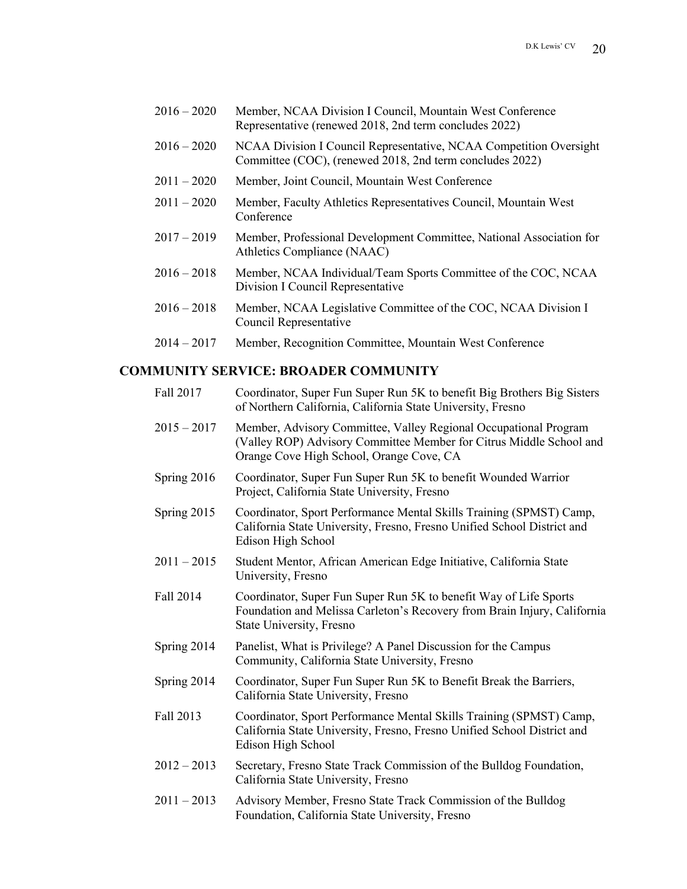2016 – 2020 Member, NCAA Division I Council, Mountain West Conference Representative (renewed 2018, 2nd term concludes 2022)

2016 – 2020 NCAA Division I Council Representative, NCAA Competition Oversight Committee (COC), (renewed 2018, 2nd term concludes 2022)

2011 – 2020 Member, Joint Council, Mountain West Conference

2011 – 2020 Member, Faculty Athletics Representatives Council, Mountain West Conference

2017 – 2019 Member, Professional Development Committee, National Association for Athletics Compliance (NAAC)

2016 – 2018 Member, NCAA Individual/Team Sports Committee of the COC, NCAA Division I Council Representative

2016 – 2018 Member, NCAA Legislative Committee of the COC, NCAA Division I Council Representative

2014 – 2017 Member, Recognition Committee, Mountain West Conference

## COMMUNITY SERVICE: BROADER COMMUNITY

Fall 2017 Coordinator, Super Fun Super Run 5K to benefit Big Brothers Big Sisters of Northern California, California State University, Fresno

2015 – 2017 Member, Advisory Committee, Valley Regional Occupational Program (Valley ROP) Advisory Committee Member for Citrus Middle School and Orange Cove High School, Orange Cove, CA

Spring 2016 Coordinator, Super Fun Super Run 5K to benefit Wounded Warrior Project, California State University, Fresno

Spring 2015 Coordinator, Sport Performance Mental Skills Training (SPMST) Camp, California State University, Fresno, Fresno Unified School District and Edison High School

2011 – 2015 Student Mentor, African American Edge Initiative, California State University, Fresno

Fall 2014 Coordinator, Super Fun Super Run 5K to benefit Way of Life Sports Foundation and Melissa Carleton's Recovery from Brain Injury, California State University, Fresno

Spring 2014 Panelist, What is Privilege? A Panel Discussion for the Campus Community, California State University, Fresno

Spring 2014 Coordinator, Super Fun Super Run 5K to Benefit Break the Barriers, California State University, Fresno

Fall 2013 Coordinator, Sport Performance Mental Skills Training (SPMST) Camp, California State University, Fresno, Fresno Unified School District and Edison High School

2012 – 2013 Secretary, Fresno State Track Commission of the Bulldog Foundation, California State University, Fresno

2011 – 2013 Advisory Member, Fresno State Track Commission of the Bulldog Foundation, California State University, Fresno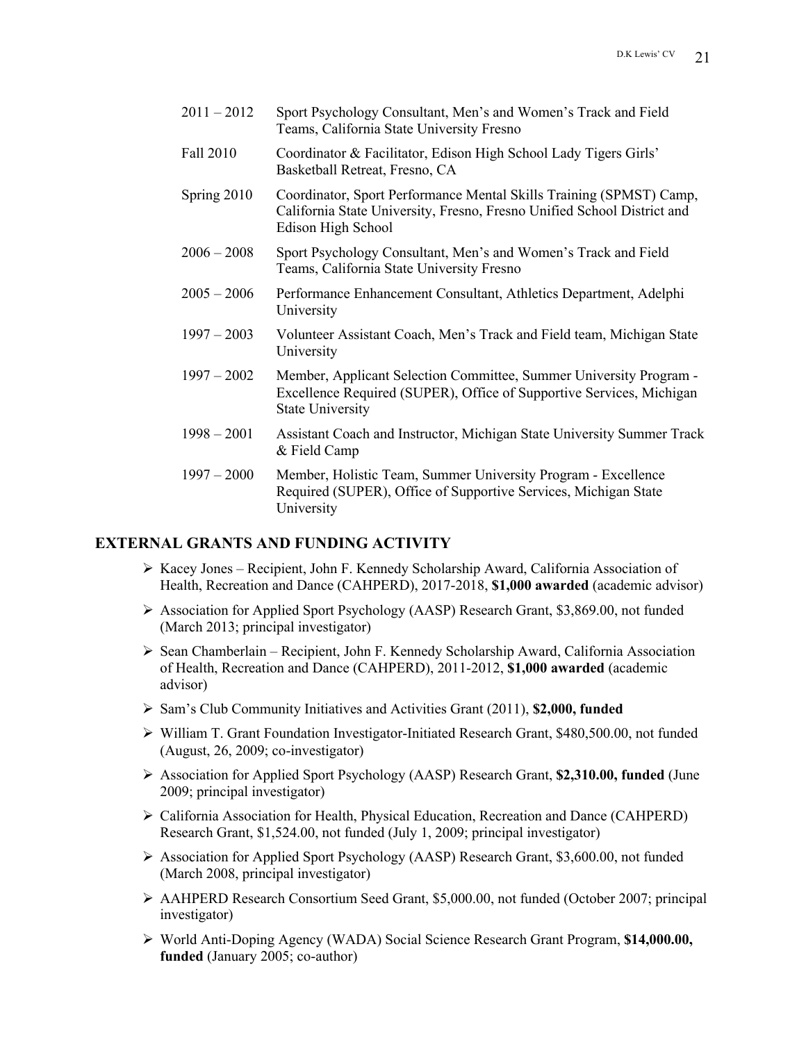| | |
|---|---|
| 2011 – 2012 | Sport Psychology Consultant, Men's and Women's Track and Field Teams, California State University Fresno |
| Fall 2010 | Coordinator & Facilitator, Edison High School Lady Tigers Girls' Basketball Retreat, Fresno, CA |
| Spring 2010 | Coordinator, Sport Performance Mental Skills Training (SPMST) Camp, California State University, Fresno, Fresno Unified School District and Edison High School |
| 2006 – 2008 | Sport Psychology Consultant, Men's and Women's Track and Field Teams, California State University Fresno |
| 2005 – 2006 | Performance Enhancement Consultant, Athletics Department, Adelphi University |
| 1997 – 2003 | Volunteer Assistant Coach, Men's Track and Field team, Michigan State University |
| 1997 – 2002 | Member, Applicant Selection Committee, Summer University Program - Excellence Required (SUPER), Office of Supportive Services, Michigan State University |
| 1998 – 2001 | Assistant Coach and Instructor, Michigan State University Summer Track & Field Camp |
| 1997 – 2000 | Member, Holistic Team, Summer University Program - Excellence Required (SUPER), Office of Supportive Services, Michigan State University |

## EXTERNAL GRANTS AND FUNDING ACTIVITY

- Kacey Jones – Recipient, John F. Kennedy Scholarship Award, California Association of Health, Recreation and Dance (CAHPERD), 2017-2018, **$1,000 awarded** (academic advisor)
- Association for Applied Sport Psychology (AASP) Research Grant, $3,869.00, not funded (March 2013; principal investigator)
- Sean Chamberlain – Recipient, John F. Kennedy Scholarship Award, California Association of Health, Recreation and Dance (CAHPERD), 2011-2012, **$1,000 awarded** (academic advisor)
- Sam's Club Community Initiatives and Activities Grant (2011), **$2,000, funded**
- William T. Grant Foundation Investigator-Initiated Research Grant, $480,500.00, not funded (August, 26, 2009; co-investigator)
- Association for Applied Sport Psychology (AASP) Research Grant, **$2,310.00, funded** (June 2009; principal investigator)
- California Association for Health, Physical Education, Recreation and Dance (CAHPERD) Research Grant, $1,524.00, not funded (July 1, 2009; principal investigator)
- Association for Applied Sport Psychology (AASP) Research Grant, $3,600.00, not funded (March 2008, principal investigator)
- AAHPERD Research Consortium Seed Grant, $5,000.00, not funded (October 2007; principal investigator)
- World Anti-Doping Agency (WADA) Social Science Research Grant Program, **$14,000.00, funded** (January 2005; co-author)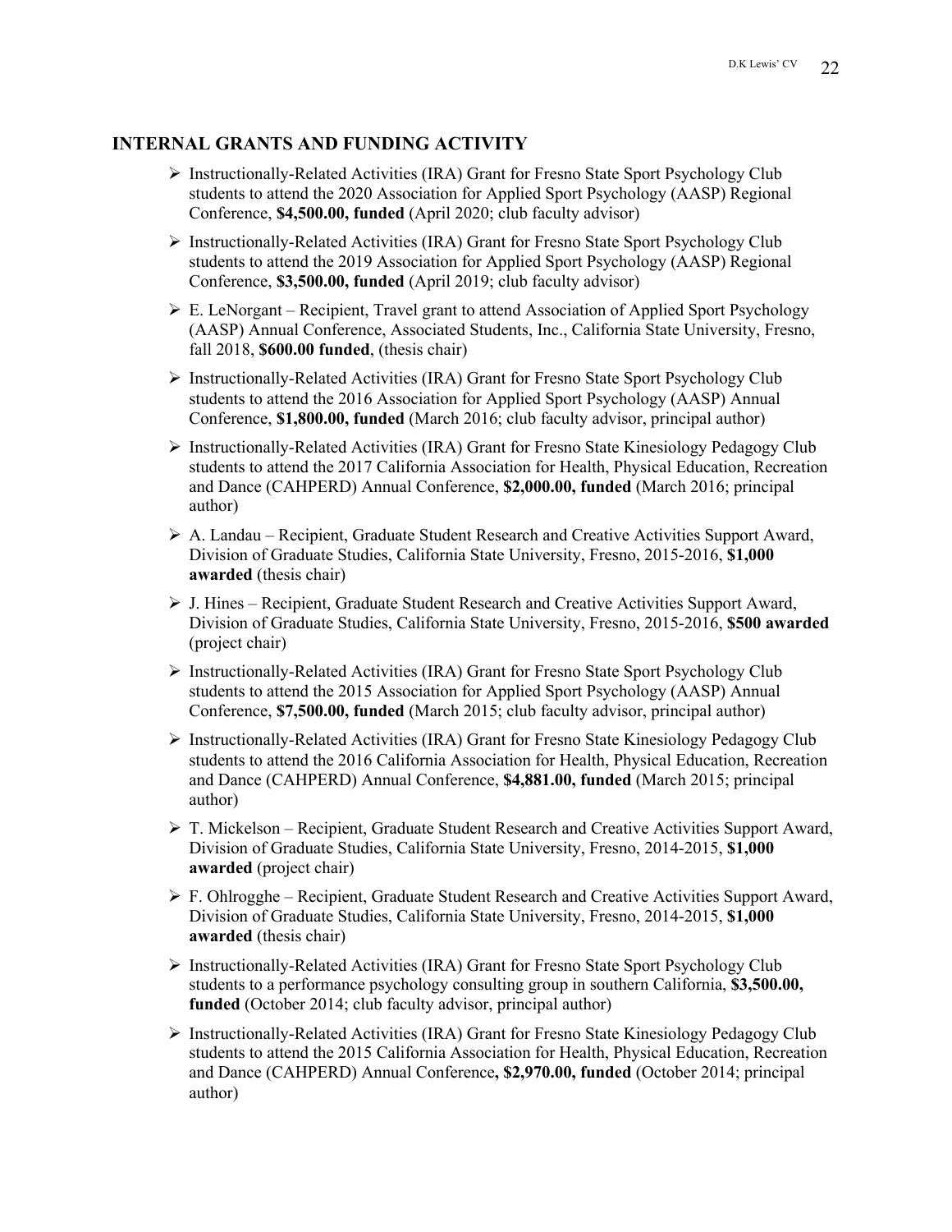## INTERNAL GRANTS AND FUNDING ACTIVITY

- Instructionally-Related Activities (IRA) Grant for Fresno State Sport Psychology Club students to attend the 2020 Association for Applied Sport Psychology (AASP) Regional Conference, **$4,500.00, funded** (April 2020; club faculty advisor)
- Instructionally-Related Activities (IRA) Grant for Fresno State Sport Psychology Club students to attend the 2019 Association for Applied Sport Psychology (AASP) Regional Conference, **$3,500.00, funded** (April 2019; club faculty advisor)
- E. LeNorgant – Recipient, Travel grant to attend Association of Applied Sport Psychology (AASP) Annual Conference, Associated Students, Inc., California State University, Fresno, fall 2018, **$600.00 funded**, (thesis chair)
- Instructionally-Related Activities (IRA) Grant for Fresno State Sport Psychology Club students to attend the 2016 Association for Applied Sport Psychology (AASP) Annual Conference, **$1,800.00, funded** (March 2016; club faculty advisor, principal author)
- Instructionally-Related Activities (IRA) Grant for Fresno State Kinesiology Pedagogy Club students to attend the 2017 California Association for Health, Physical Education, Recreation and Dance (CAHPERD) Annual Conference, **$2,000.00, funded** (March 2016; principal author)
- A. Landau – Recipient, Graduate Student Research and Creative Activities Support Award, Division of Graduate Studies, California State University, Fresno, 2015-2016, **$1,000 awarded** (thesis chair)
- J. Hines – Recipient, Graduate Student Research and Creative Activities Support Award, Division of Graduate Studies, California State University, Fresno, 2015-2016, **$500 awarded** (project chair)
- Instructionally-Related Activities (IRA) Grant for Fresno State Sport Psychology Club students to attend the 2015 Association for Applied Sport Psychology (AASP) Annual Conference, **$7,500.00, funded** (March 2015; club faculty advisor, principal author)
- Instructionally-Related Activities (IRA) Grant for Fresno State Kinesiology Pedagogy Club students to attend the 2016 California Association for Health, Physical Education, Recreation and Dance (CAHPERD) Annual Conference, **$4,881.00, funded** (March 2015; principal author)
- T. Mickelson – Recipient, Graduate Student Research and Creative Activities Support Award, Division of Graduate Studies, California State University, Fresno, 2014-2015, **$1,000 awarded** (project chair)
- F. Ohlrogghe – Recipient, Graduate Student Research and Creative Activities Support Award, Division of Graduate Studies, California State University, Fresno, 2014-2015, **$1,000 awarded** (thesis chair)
- Instructionally-Related Activities (IRA) Grant for Fresno State Sport Psychology Club students to a performance psychology consulting group in southern California, **$3,500.00, funded** (October 2014; club faculty advisor, principal author)
- Instructionally-Related Activities (IRA) Grant for Fresno State Kinesiology Pedagogy Club students to attend the 2015 California Association for Health, Physical Education, Recreation and Dance (CAHPERD) Annual Conference**, $2,970.00, funded** (October 2014; principal author)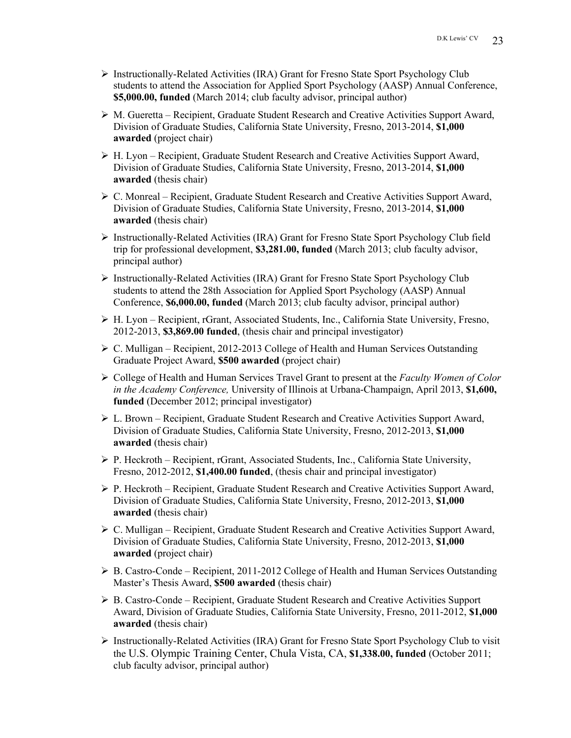- Instructionally-Related Activities (IRA) Grant for Fresno State Sport Psychology Club students to attend the Association for Applied Sport Psychology (AASP) Annual Conference, **$5,000.00, funded** (March 2014; club faculty advisor, principal author)
- M. Gueretta – Recipient, Graduate Student Research and Creative Activities Support Award, Division of Graduate Studies, California State University, Fresno, 2013-2014, **$1,000 awarded** (project chair)
- H. Lyon – Recipient, Graduate Student Research and Creative Activities Support Award, Division of Graduate Studies, California State University, Fresno, 2013-2014, **$1,000 awarded** (thesis chair)
- C. Monreal – Recipient, Graduate Student Research and Creative Activities Support Award, Division of Graduate Studies, California State University, Fresno, 2013-2014, **$1,000 awarded** (thesis chair)
- Instructionally-Related Activities (IRA) Grant for Fresno State Sport Psychology Club field trip for professional development, **$3,281.00, funded** (March 2013; club faculty advisor, principal author)
- Instructionally-Related Activities (IRA) Grant for Fresno State Sport Psychology Club students to attend the 28th Association for Applied Sport Psychology (AASP) Annual Conference, **$6,000.00, funded** (March 2013; club faculty advisor, principal author)
- H. Lyon – Recipient, rGrant, Associated Students, Inc., California State University, Fresno, 2012-2013, **$3,869.00 funded**, (thesis chair and principal investigator)
- C. Mulligan – Recipient, 2012-2013 College of Health and Human Services Outstanding Graduate Project Award, **$500 awarded** (project chair)
- College of Health and Human Services Travel Grant to present at the *Faculty Women of Color in the Academy Conference,* University of Illinois at Urbana-Champaign, April 2013, **$1,600, funded** (December 2012; principal investigator)
- L. Brown – Recipient, Graduate Student Research and Creative Activities Support Award, Division of Graduate Studies, California State University, Fresno, 2012-2013, **$1,000 awarded** (thesis chair)
- P. Heckroth – Recipient, rGrant, Associated Students, Inc., California State University, Fresno, 2012-2012, **$1,400.00 funded**, (thesis chair and principal investigator)
- P. Heckroth – Recipient, Graduate Student Research and Creative Activities Support Award, Division of Graduate Studies, California State University, Fresno, 2012-2013, **$1,000 awarded** (thesis chair)
- C. Mulligan – Recipient, Graduate Student Research and Creative Activities Support Award, Division of Graduate Studies, California State University, Fresno, 2012-2013, **$1,000 awarded** (project chair)
- B. Castro-Conde – Recipient, 2011-2012 College of Health and Human Services Outstanding Master's Thesis Award, **$500 awarded** (thesis chair)
- B. Castro-Conde – Recipient, Graduate Student Research and Creative Activities Support Award, Division of Graduate Studies, California State University, Fresno, 2011-2012, **$1,000 awarded** (thesis chair)
- Instructionally-Related Activities (IRA) Grant for Fresno State Sport Psychology Club to visit the U.S. Olympic Training Center, Chula Vista, CA, **$1,338.00, funded** (October 2011; club faculty advisor, principal author)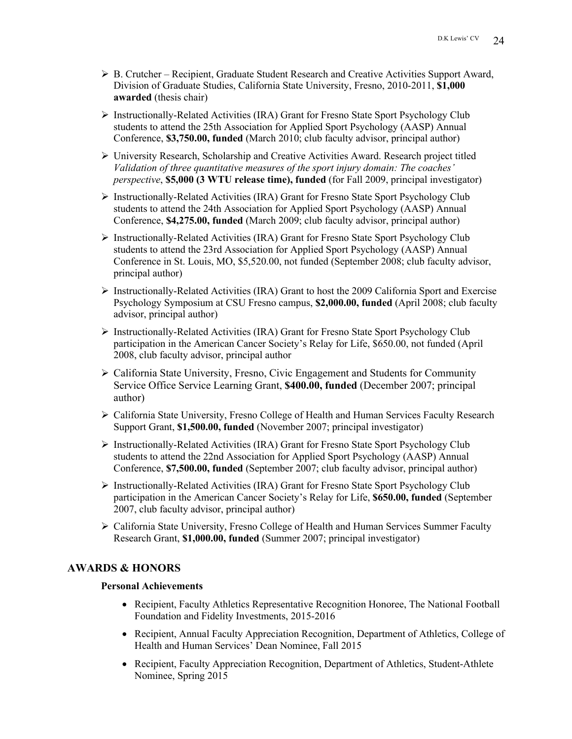- B. Crutcher – Recipient, Graduate Student Research and Creative Activities Support Award, Division of Graduate Studies, California State University, Fresno, 2010-2011, **$1,000 awarded** (thesis chair)
- Instructionally-Related Activities (IRA) Grant for Fresno State Sport Psychology Club students to attend the 25th Association for Applied Sport Psychology (AASP) Annual Conference, **$3,750.00, funded** (March 2010; club faculty advisor, principal author)
- University Research, Scholarship and Creative Activities Award. Research project titled *Validation of three quantitative measures of the sport injury domain: The coaches' perspective*, **$5,000 (3 WTU release time), funded** (for Fall 2009, principal investigator)
- Instructionally-Related Activities (IRA) Grant for Fresno State Sport Psychology Club students to attend the 24th Association for Applied Sport Psychology (AASP) Annual Conference, **$4,275.00, funded** (March 2009; club faculty advisor, principal author)
- Instructionally-Related Activities (IRA) Grant for Fresno State Sport Psychology Club students to attend the 23rd Association for Applied Sport Psychology (AASP) Annual Conference in St. Louis, MO, $5,520.00, not funded (September 2008; club faculty advisor, principal author)
- Instructionally-Related Activities (IRA) Grant to host the 2009 California Sport and Exercise Psychology Symposium at CSU Fresno campus, **$2,000.00, funded** (April 2008; club faculty advisor, principal author)
- Instructionally-Related Activities (IRA) Grant for Fresno State Sport Psychology Club participation in the American Cancer Society's Relay for Life, $650.00, not funded (April 2008, club faculty advisor, principal author
- California State University, Fresno, Civic Engagement and Students for Community Service Office Service Learning Grant, **$400.00, funded** (December 2007; principal author)
- California State University, Fresno College of Health and Human Services Faculty Research Support Grant, **$1,500.00, funded** (November 2007; principal investigator)
- Instructionally-Related Activities (IRA) Grant for Fresno State Sport Psychology Club students to attend the 22nd Association for Applied Sport Psychology (AASP) Annual Conference, **$7,500.00, funded** (September 2007; club faculty advisor, principal author)
- Instructionally-Related Activities (IRA) Grant for Fresno State Sport Psychology Club participation in the American Cancer Society's Relay for Life, **$650.00, funded** (September 2007, club faculty advisor, principal author)
- California State University, Fresno College of Health and Human Services Summer Faculty Research Grant, **$1,000.00, funded** (Summer 2007; principal investigator)

## AWARDS & HONORS

### Personal Achievements

- Recipient, Faculty Athletics Representative Recognition Honoree, The National Football Foundation and Fidelity Investments, 2015-2016
- Recipient, Annual Faculty Appreciation Recognition, Department of Athletics, College of Health and Human Services' Dean Nominee, Fall 2015
- Recipient, Faculty Appreciation Recognition, Department of Athletics, Student-Athlete Nominee, Spring 2015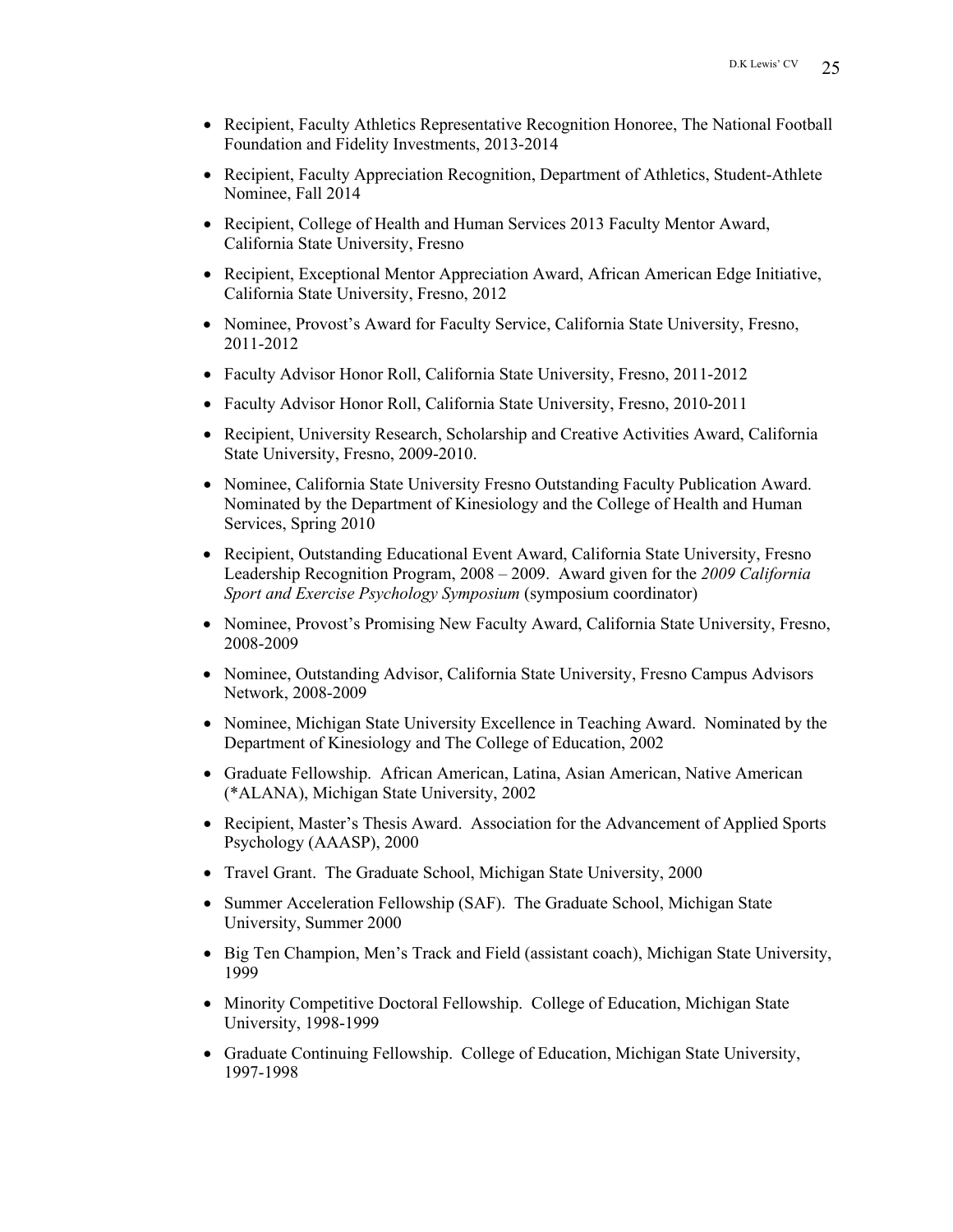- Recipient, Faculty Athletics Representative Recognition Honoree, The National Football Foundation and Fidelity Investments, 2013-2014
- Recipient, Faculty Appreciation Recognition, Department of Athletics, Student-Athlete Nominee, Fall 2014
- Recipient, College of Health and Human Services 2013 Faculty Mentor Award, California State University, Fresno
- Recipient, Exceptional Mentor Appreciation Award, African American Edge Initiative, California State University, Fresno, 2012
- Nominee, Provost's Award for Faculty Service, California State University, Fresno, 2011-2012
- Faculty Advisor Honor Roll, California State University, Fresno, 2011-2012
- Faculty Advisor Honor Roll, California State University, Fresno, 2010-2011
- Recipient, University Research, Scholarship and Creative Activities Award, California State University, Fresno, 2009-2010.
- Nominee, California State University Fresno Outstanding Faculty Publication Award. Nominated by the Department of Kinesiology and the College of Health and Human Services, Spring 2010
- Recipient, Outstanding Educational Event Award, California State University, Fresno Leadership Recognition Program, 2008 – 2009. Award given for the *2009 California Sport and Exercise Psychology Symposium* (symposium coordinator)
- Nominee, Provost's Promising New Faculty Award, California State University, Fresno, 2008-2009
- Nominee, Outstanding Advisor, California State University, Fresno Campus Advisors Network, 2008-2009
- Nominee, Michigan State University Excellence in Teaching Award. Nominated by the Department of Kinesiology and The College of Education, 2002
- Graduate Fellowship. African American, Latina, Asian American, Native American (*ALANA), Michigan State University, 2002
- Recipient, Master's Thesis Award. Association for the Advancement of Applied Sports Psychology (AAASP), 2000
- Travel Grant. The Graduate School, Michigan State University, 2000
- Summer Acceleration Fellowship (SAF). The Graduate School, Michigan State University, Summer 2000
- Big Ten Champion, Men's Track and Field (assistant coach), Michigan State University, 1999
- Minority Competitive Doctoral Fellowship. College of Education, Michigan State University, 1998-1999
- Graduate Continuing Fellowship. College of Education, Michigan State University, 1997-1998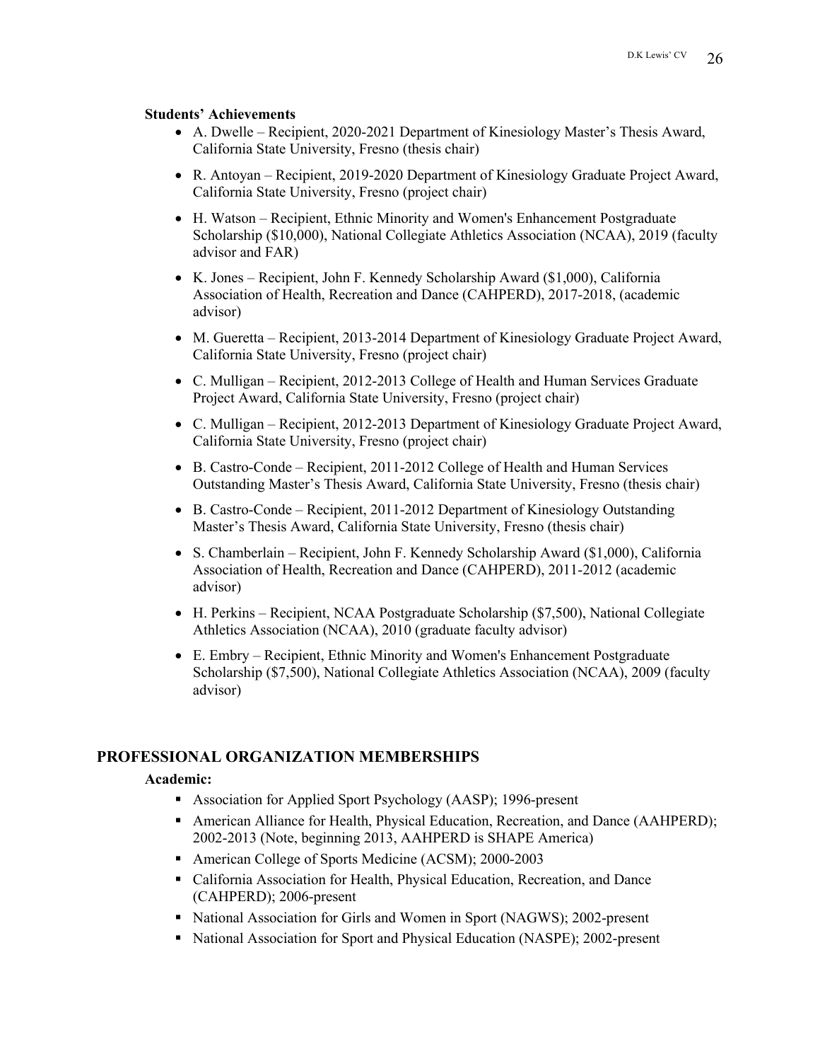**Students' Achievements**

- A. Dwelle – Recipient, 2020-2021 Department of Kinesiology Master's Thesis Award, California State University, Fresno (thesis chair)
- R. Antoyan – Recipient, 2019-2020 Department of Kinesiology Graduate Project Award, California State University, Fresno (project chair)
- H. Watson – Recipient, Ethnic Minority and Women's Enhancement Postgraduate Scholarship ($10,000), National Collegiate Athletics Association (NCAA), 2019 (faculty advisor and FAR)
- K. Jones – Recipient, John F. Kennedy Scholarship Award ($1,000), California Association of Health, Recreation and Dance (CAHPERD), 2017-2018, (academic advisor)
- M. Gueretta – Recipient, 2013-2014 Department of Kinesiology Graduate Project Award, California State University, Fresno (project chair)
- C. Mulligan – Recipient, 2012-2013 College of Health and Human Services Graduate Project Award, California State University, Fresno (project chair)
- C. Mulligan – Recipient, 2012-2013 Department of Kinesiology Graduate Project Award, California State University, Fresno (project chair)
- B. Castro-Conde – Recipient, 2011-2012 College of Health and Human Services Outstanding Master's Thesis Award, California State University, Fresno (thesis chair)
- B. Castro-Conde – Recipient, 2011-2012 Department of Kinesiology Outstanding Master's Thesis Award, California State University, Fresno (thesis chair)
- S. Chamberlain – Recipient, John F. Kennedy Scholarship Award ($1,000), California Association of Health, Recreation and Dance (CAHPERD), 2011-2012 (academic advisor)
- H. Perkins – Recipient, NCAA Postgraduate Scholarship ($7,500), National Collegiate Athletics Association (NCAA), 2010 (graduate faculty advisor)
- E. Embry – Recipient, Ethnic Minority and Women's Enhancement Postgraduate Scholarship ($7,500), National Collegiate Athletics Association (NCAA), 2009 (faculty advisor)

## PROFESSIONAL ORGANIZATION MEMBERSHIPS

**Academic:**

- Association for Applied Sport Psychology (AASP); 1996-present
- American Alliance for Health, Physical Education, Recreation, and Dance (AAHPERD); 2002-2013 (Note, beginning 2013, AAHPERD is SHAPE America)
- American College of Sports Medicine (ACSM); 2000-2003
- California Association for Health, Physical Education, Recreation, and Dance (CAHPERD); 2006-present
- National Association for Girls and Women in Sport (NAGWS); 2002-present
- National Association for Sport and Physical Education (NASPE); 2002-present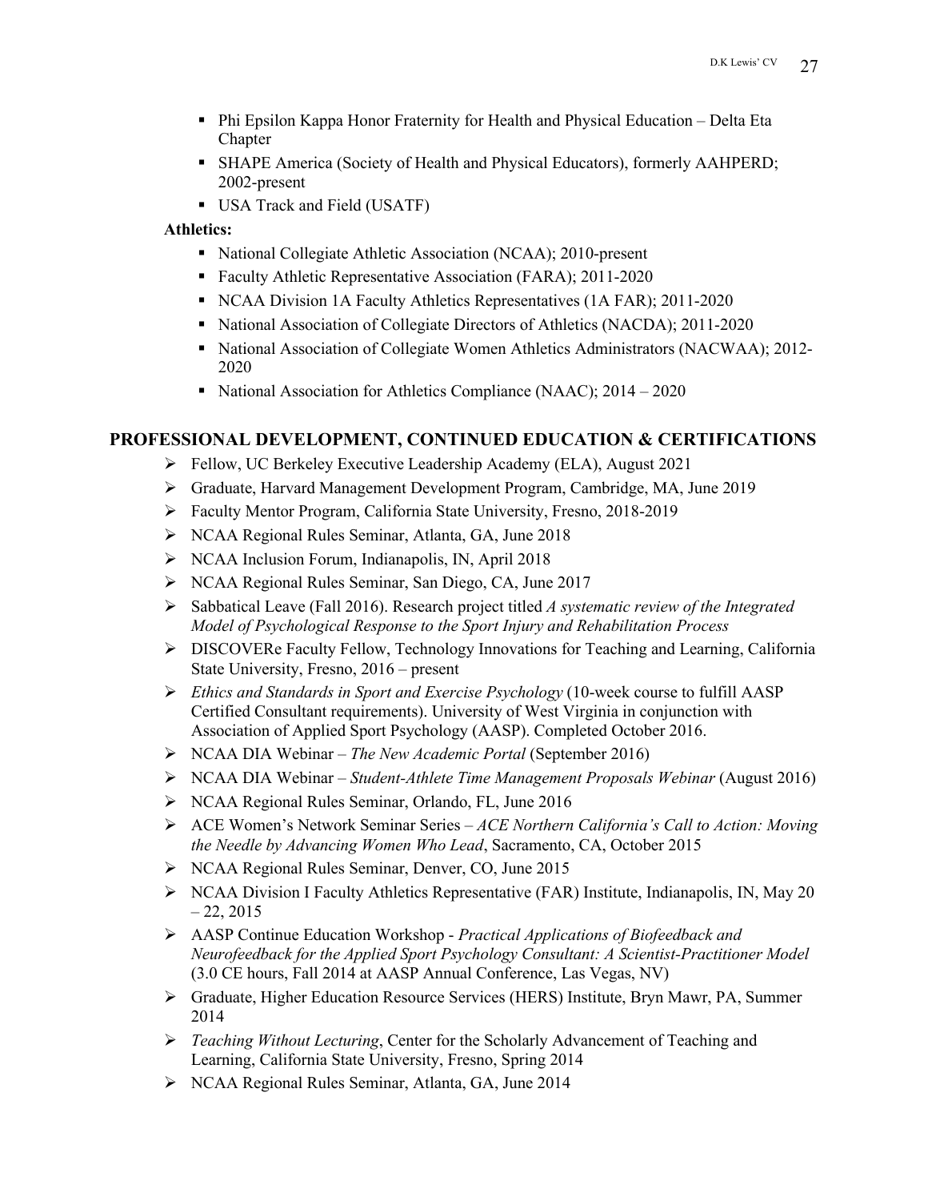- Phi Epsilon Kappa Honor Fraternity for Health and Physical Education – Delta Eta Chapter
- SHAPE America (Society of Health and Physical Educators), formerly AAHPERD; 2002-present
- USA Track and Field (USATF)

**Athletics:**

- National Collegiate Athletic Association (NCAA); 2010-present
- Faculty Athletic Representative Association (FARA); 2011-2020
- NCAA Division 1A Faculty Athletics Representatives (1A FAR); 2011-2020
- National Association of Collegiate Directors of Athletics (NACDA); 2011-2020
- National Association of Collegiate Women Athletics Administrators (NACWAA); 2012-2020
- National Association for Athletics Compliance (NAAC); 2014 – 2020

## PROFESSIONAL DEVELOPMENT, CONTINUED EDUCATION & CERTIFICATIONS

- Fellow, UC Berkeley Executive Leadership Academy (ELA), August 2021
- Graduate, Harvard Management Development Program, Cambridge, MA, June 2019
- Faculty Mentor Program, California State University, Fresno, 2018-2019
- NCAA Regional Rules Seminar, Atlanta, GA, June 2018
- NCAA Inclusion Forum, Indianapolis, IN, April 2018
- NCAA Regional Rules Seminar, San Diego, CA, June 2017
- Sabbatical Leave (Fall 2016). Research project titled *A systematic review of the Integrated Model of Psychological Response to the Sport Injury and Rehabilitation Process*
- DISCOVERe Faculty Fellow, Technology Innovations for Teaching and Learning, California State University, Fresno, 2016 – present
- *Ethics and Standards in Sport and Exercise Psychology* (10-week course to fulfill AASP Certified Consultant requirements). University of West Virginia in conjunction with Association of Applied Sport Psychology (AASP). Completed October 2016.
- NCAA DIA Webinar – *The New Academic Portal* (September 2016)
- NCAA DIA Webinar – *Student-Athlete Time Management Proposals Webinar* (August 2016)
- NCAA Regional Rules Seminar, Orlando, FL, June 2016
- ACE Women's Network Seminar Series – *ACE Northern California's Call to Action: Moving the Needle by Advancing Women Who Lead*, Sacramento, CA, October 2015
- NCAA Regional Rules Seminar, Denver, CO, June 2015
- NCAA Division I Faculty Athletics Representative (FAR) Institute, Indianapolis, IN, May 20 – 22, 2015
- AASP Continue Education Workshop - *Practical Applications of Biofeedback and Neurofeedback for the Applied Sport Psychology Consultant: A Scientist-Practitioner Model* (3.0 CE hours, Fall 2014 at AASP Annual Conference, Las Vegas, NV)
- Graduate, Higher Education Resource Services (HERS) Institute, Bryn Mawr, PA, Summer 2014
- *Teaching Without Lecturing*, Center for the Scholarly Advancement of Teaching and Learning, California State University, Fresno, Spring 2014
- NCAA Regional Rules Seminar, Atlanta, GA, June 2014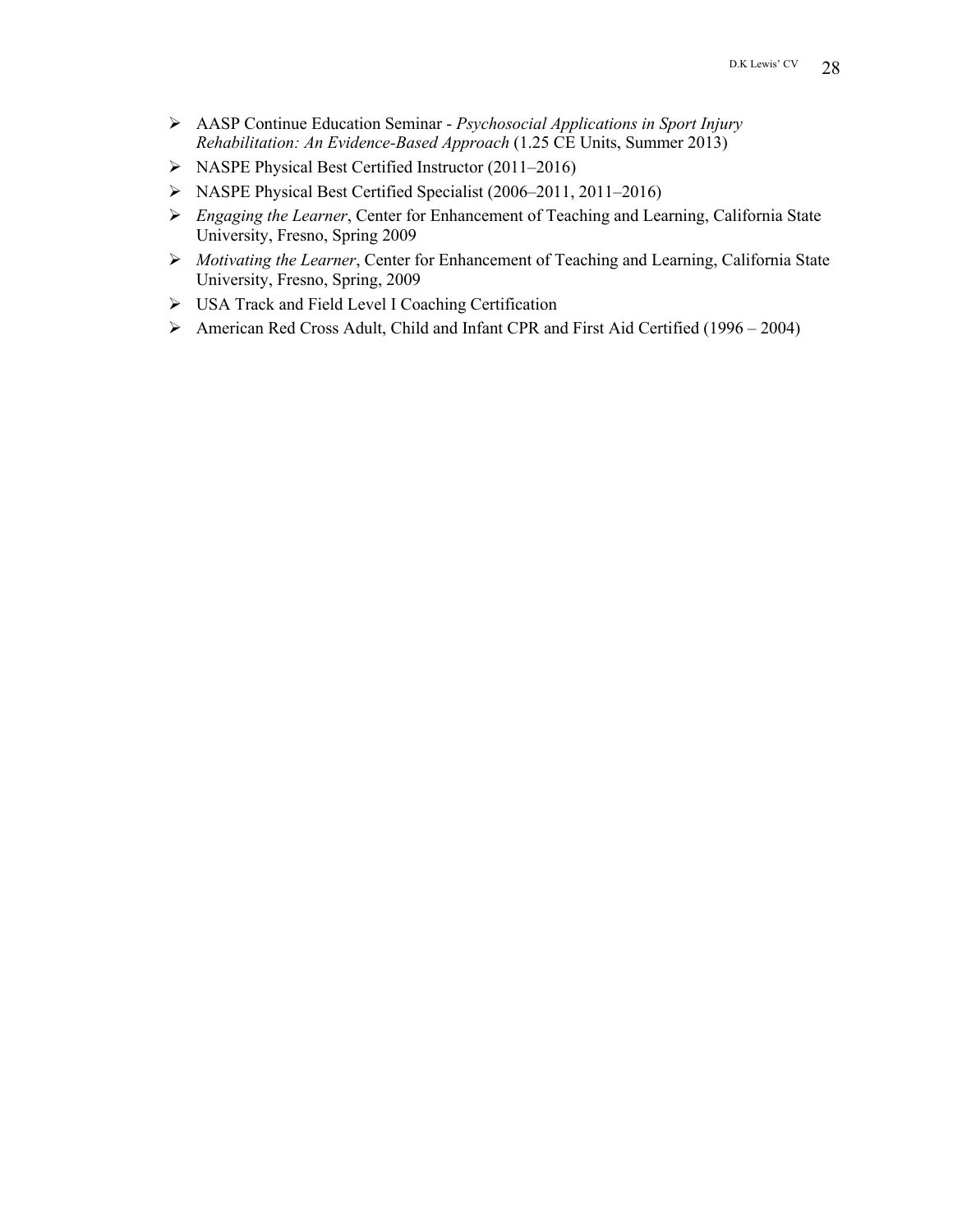- AASP Continue Education Seminar - *Psychosocial Applications in Sport Injury Rehabilitation: An Evidence-Based Approach* (1.25 CE Units, Summer 2013)
- NASPE Physical Best Certified Instructor (2011–2016)
- NASPE Physical Best Certified Specialist (2006–2011, 2011–2016)
- *Engaging the Learner*, Center for Enhancement of Teaching and Learning, California State University, Fresno, Spring 2009
- *Motivating the Learner*, Center for Enhancement of Teaching and Learning, California State University, Fresno, Spring, 2009
- USA Track and Field Level I Coaching Certification
- American Red Cross Adult, Child and Infant CPR and First Aid Certified (1996 – 2004)